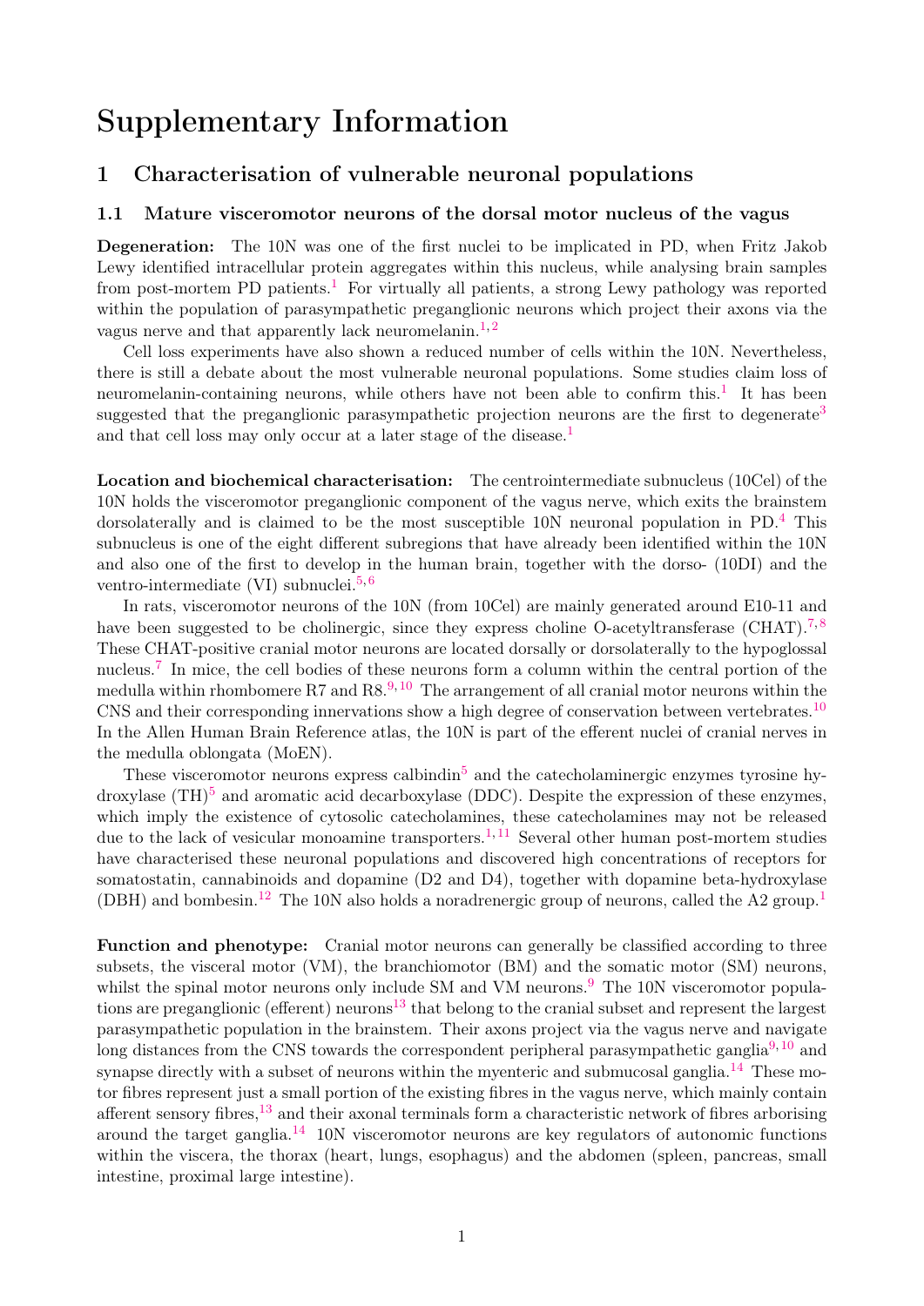# Supplementary Information

## 1 Characterisation of vulnerable neuronal populations

### 1.1 Mature visceromotor neurons of the dorsal motor nucleus of the vagus

**Degeneration:** The 10N was one of the first nuclei to be implicated in PD, when Fritz Jakob Lewy identified intracellular protein aggregates within this nucleus, while analysing brain samples from post-mortem PD patients.[1] For virtually all patients, a strong Lewy pathology was reported within the population of parasympathetic preganglionic neurons which project their axons via the vagus nerve and that apparently lack neuromelanin.[1,2]

Cell loss experiments have also shown a reduced number of cells within the 10N. Nevertheless, there is still a debate about the most vulnerable neuronal populations. Some studies claim loss of neuromelanin-containing neurons, while others have not been able to confirm this.[1] It has been suggested that the preganglionic parasympathetic projection neurons are the first to degenerate[3] and that cell loss may only occur at a later stage of the disease.[1]

**Location and biochemical characterisation:** The centrointermediate subnucleus (10Cel) of the 10N holds the visceromotor preganglionic component of the vagus nerve, which exits the brainstem dorsolaterally and is claimed to be the most susceptible 10N neuronal population in PD.[4] This subnucleus is one of the eight different subregions that have already been identified within the 10N and also one of the first to develop in the human brain, together with the dorso- (10DI) and the ventro-intermediate (VI) subnuclei.[5,6]

In rats, visceromotor neurons of the 10N (from 10Cel) are mainly generated around E10-11 and have been suggested to be cholinergic, since they express choline O-acetyltransferase (CHAT).[7,8] These CHAT-positive cranial motor neurons are located dorsally or dorsolaterally to the hypoglossal nucleus.[7] In mice, the cell bodies of these neurons form a column within the central portion of the medulla within rhombomere R7 and R8.[9,10] The arrangement of all cranial motor neurons within the CNS and their corresponding innervations show a high degree of conservation between vertebrates.[10] In the Allen Human Brain Reference atlas, the 10N is part of the efferent nuclei of cranial nerves in the medulla oblongata (MoEN).

These visceromotor neurons express calbindin[5] and the catecholaminergic enzymes tyrosine hydroxylase (TH)[5] and aromatic acid decarboxylase (DDC). Despite the expression of these enzymes, which imply the existence of cytosolic catecholamines, these catecholamines may not be released due to the lack of vesicular monoamine transporters.[1,11] Several other human post-mortem studies have characterised these neuronal populations and discovered high concentrations of receptors for somatostatin, cannabinoids and dopamine (D2 and D4), together with dopamine beta-hydroxylase (DBH) and bombesin.[12] The 10N also holds a noradrenergic group of neurons, called the A2 group.[1]

**Function and phenotype:** Cranial motor neurons can generally be classified according to three subsets, the visceral motor (VM), the branchiomotor (BM) and the somatic motor (SM) neurons, whilst the spinal motor neurons only include SM and VM neurons.[9] The 10N visceromotor populations are preganglionic (efferent) neurons[13] that belong to the cranial subset and represent the largest parasympathetic population in the brainstem. Their axons project via the vagus nerve and navigate long distances from the CNS towards the correspondent peripheral parasympathetic ganglia[9,10] and synapse directly with a subset of neurons within the myenteric and submucosal ganglia.[14] These motor fibres represent just a small portion of the existing fibres in the vagus nerve, which mainly contain afferent sensory fibres,[13] and their axonal terminals form a characteristic network of fibres arborising around the target ganglia.[14] 10N visceromotor neurons are key regulators of autonomic functions within the viscera, the thorax (heart, lungs, esophagus) and the abdomen (spleen, pancreas, small intestine, proximal large intestine).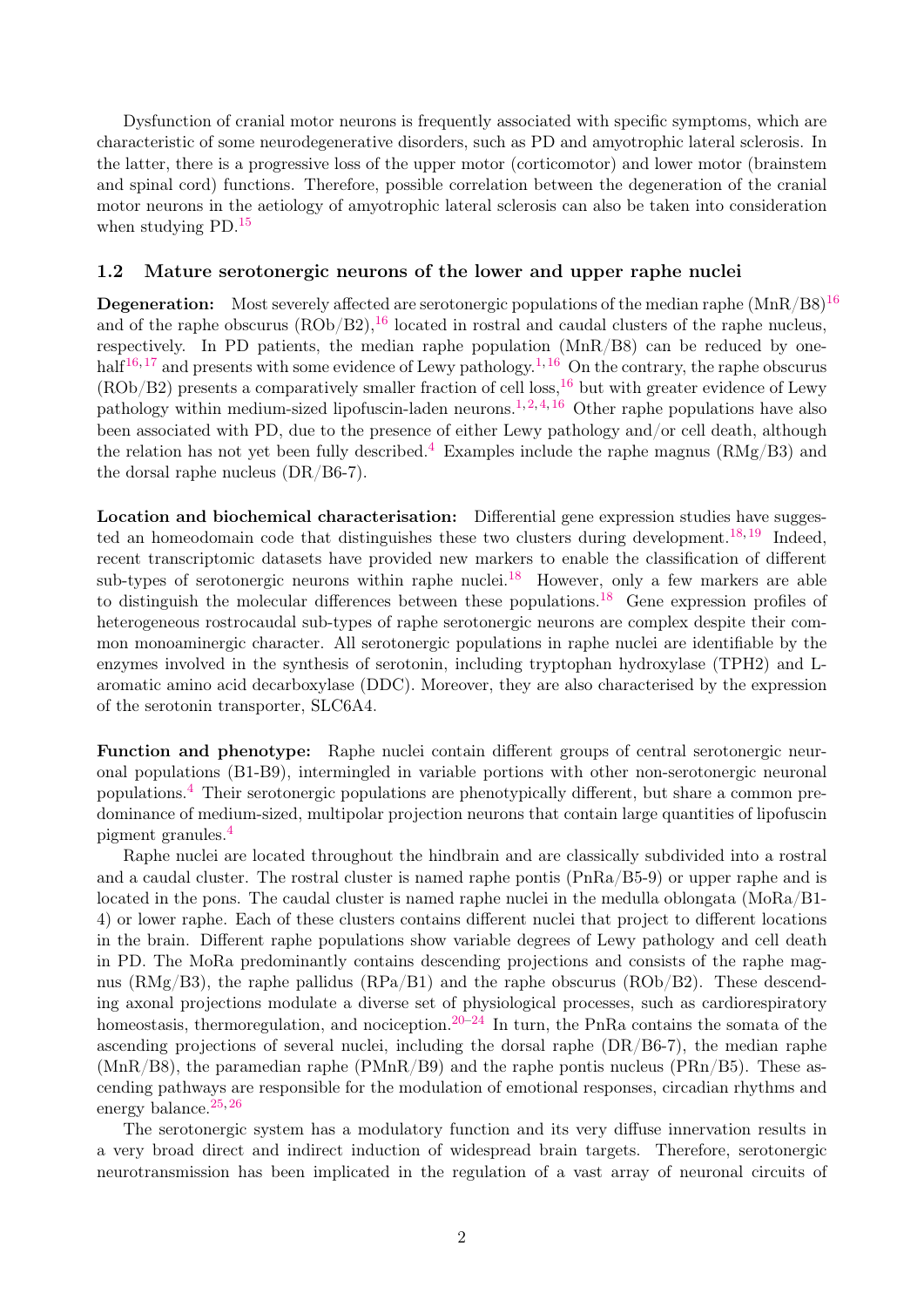Dysfunction of cranial motor neurons is frequently associated with specific symptoms, which are characteristic of some neurodegenerative disorders, such as PD and amyotrophic lateral sclerosis. In the latter, there is a progressive loss of the upper motor (corticomotor) and lower motor (brainstem and spinal cord) functions. Therefore, possible correlation between the degeneration of the cranial motor neurons in the aetiology of amyotrophic lateral sclerosis can also be taken into consideration when studying PD.[15]

### 1.2 Mature serotonergic neurons of the lower and upper raphe nuclei

**Degeneration:** Most severely affected are serotonergic populations of the median raphe (MnR/B8)[16] and of the raphe obscurus (ROb/B2),[16] located in rostral and caudal clusters of the raphe nucleus, respectively. In PD patients, the median raphe population (MnR/B8) can be reduced by one-half[16,17] and presents with some evidence of Lewy pathology.[1,16] On the contrary, the raphe obscurus (ROb/B2) presents a comparatively smaller fraction of cell loss,[16] but with greater evidence of Lewy pathology within medium-sized lipofuscin-laden neurons.[1,2,4,16] Other raphe populations have also been associated with PD, due to the presence of either Lewy pathology and/or cell death, although the relation has not yet been fully described.[4] Examples include the raphe magnus (RMg/B3) and the dorsal raphe nucleus (DR/B6-7).

**Location and biochemical characterisation:** Differential gene expression studies have suggested an homeodomain code that distinguishes these two clusters during development.[18,19] Indeed, recent transcriptomic datasets have provided new markers to enable the classification of different sub-types of serotonergic neurons within raphe nuclei.[18] However, only a few markers are able to distinguish the molecular differences between these populations.[18] Gene expression profiles of heterogeneous rostrocaudal sub-types of raphe serotonergic neurons are complex despite their common monoaminergic character. All serotonergic populations in raphe nuclei are identifiable by the enzymes involved in the synthesis of serotonin, including tryptophan hydroxylase (TPH2) and L-aromatic amino acid decarboxylase (DDC). Moreover, they are also characterised by the expression of the serotonin transporter, SLC6A4.

**Function and phenotype:** Raphe nuclei contain different groups of central serotonergic neuronal populations (B1-B9), intermingled in variable portions with other non-serotonergic neuronal populations.[4] Their serotonergic populations are phenotypically different, but share a common predominance of medium-sized, multipolar projection neurons that contain large quantities of lipofuscin pigment granules.[4]

Raphe nuclei are located throughout the hindbrain and are classically subdivided into a rostral and a caudal cluster. The rostral cluster is named raphe pontis (PnRa/B5-9) or upper raphe and is located in the pons. The caudal cluster is named raphe nuclei in the medulla oblongata (MoRa/B1-4) or lower raphe. Each of these clusters contains different nuclei that project to different locations in the brain. Different raphe populations show variable degrees of Lewy pathology and cell death in PD. The MoRa predominantly contains descending projections and consists of the raphe magnus (RMg/B3), the raphe pallidus (RPa/B1) and the raphe obscurus (ROb/B2). These descending axonal projections modulate a diverse set of physiological processes, such as cardiorespiratory homeostasis, thermoregulation, and nociception.[20–24] In turn, the PnRa contains the somata of the ascending projections of several nuclei, including the dorsal raphe (DR/B6-7), the median raphe (MnR/B8), the paramedian raphe (PMnR/B9) and the raphe pontis nucleus (PRn/B5). These ascending pathways are responsible for the modulation of emotional responses, circadian rhythms and energy balance.[25,26]

The serotonergic system has a modulatory function and its very diffuse innervation results in a very broad direct and indirect induction of widespread brain targets. Therefore, serotonergic neurotransmission has been implicated in the regulation of a vast array of neuronal circuits of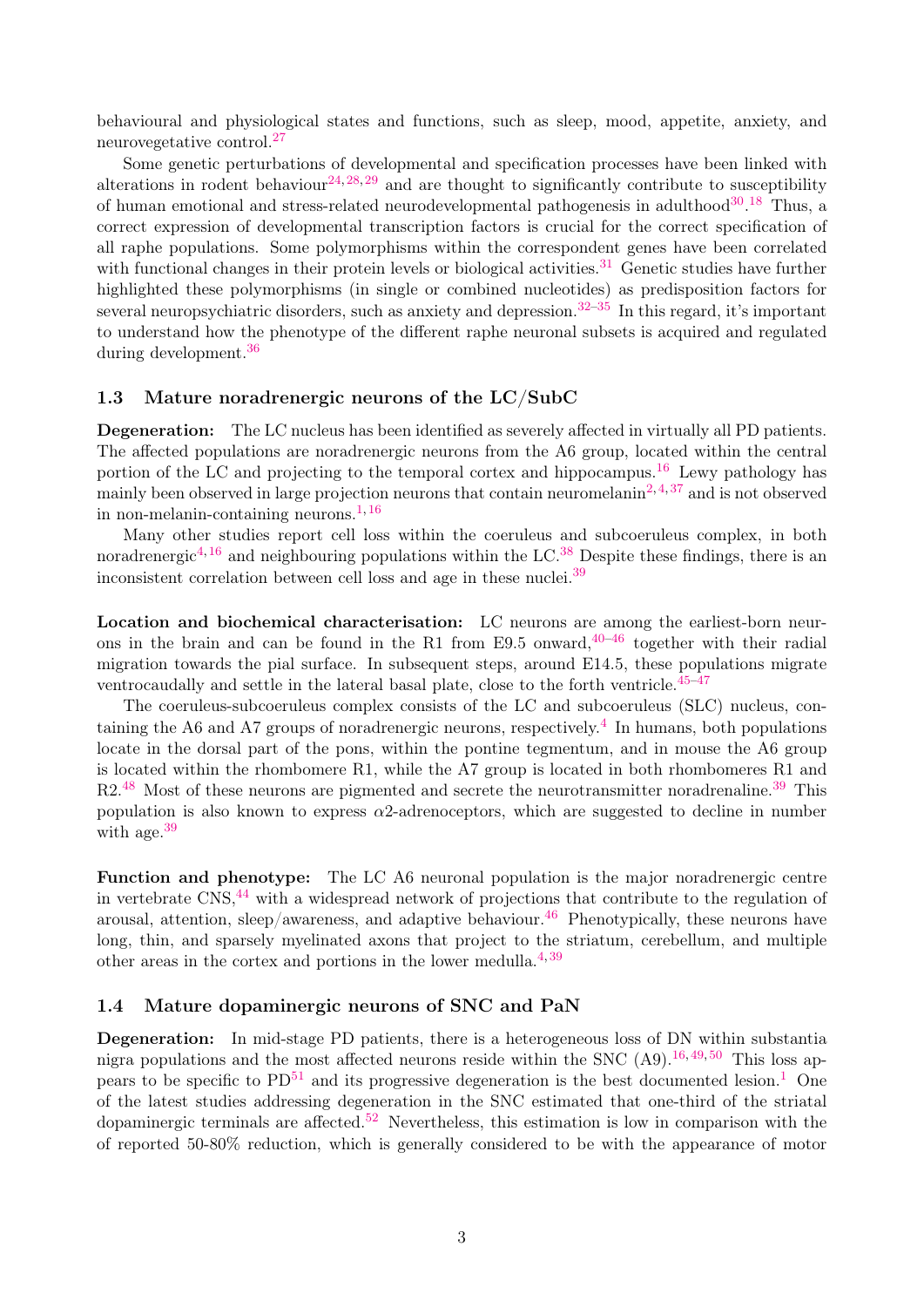behavioural and physiological states and functions, such as sleep, mood, appetite, anxiety, and neurovegetative control.[27]

Some genetic perturbations of developmental and specification processes have been linked with alterations in rodent behaviour[24,28,29] and are thought to significantly contribute to susceptibility of human emotional and stress-related neurodevelopmental pathogenesis in adulthood[30].[18] Thus, a correct expression of developmental transcription factors is crucial for the correct specification of all raphe populations. Some polymorphisms within the correspondent genes have been correlated with functional changes in their protein levels or biological activities.[31] Genetic studies have further highlighted these polymorphisms (in single or combined nucleotides) as predisposition factors for several neuropsychiatric disorders, such as anxiety and depression.[32–35] In this regard, it's important to understand how the phenotype of the different raphe neuronal subsets is acquired and regulated during development.[36]

### 1.3 Mature noradrenergic neurons of the LC/SubC

**Degeneration:** The LC nucleus has been identified as severely affected in virtually all PD patients. The affected populations are noradrenergic neurons from the A6 group, located within the central portion of the LC and projecting to the temporal cortex and hippocampus.[16] Lewy pathology has mainly been observed in large projection neurons that contain neuromelanin[2,4,37] and is not observed in non-melanin-containing neurons.[1,16]

Many other studies report cell loss within the coeruleus and subcoeruleus complex, in both noradrenergic[4,16] and neighbouring populations within the LC.[38] Despite these findings, there is an inconsistent correlation between cell loss and age in these nuclei.[39]

**Location and biochemical characterisation:** LC neurons are among the earliest-born neurons in the brain and can be found in the R1 from E9.5 onward,[40–46] together with their radial migration towards the pial surface. In subsequent steps, around E14.5, these populations migrate ventrocaudally and settle in the lateral basal plate, close to the forth ventricle.[45–47]

The coeruleus-subcoeruleus complex consists of the LC and subcoeruleus (SLC) nucleus, containing the A6 and A7 groups of noradrenergic neurons, respectively.[4] In humans, both populations locate in the dorsal part of the pons, within the pontine tegmentum, and in mouse the A6 group is located within the rhombomere R1, while the A7 group is located in both rhombomeres R1 and R2.[48] Most of these neurons are pigmented and secrete the neurotransmitter noradrenaline.[39] This population is also known to express $\alpha$2-adrenoceptors, which are suggested to decline in number with age.[39]

**Function and phenotype:** The LC A6 neuronal population is the major noradrenergic centre in vertebrate CNS,[44] with a widespread network of projections that contribute to the regulation of arousal, attention, sleep/awareness, and adaptive behaviour.[46] Phenotypically, these neurons have long, thin, and sparsely myelinated axons that project to the striatum, cerebellum, and multiple other areas in the cortex and portions in the lower medulla.[4,39]

### 1.4 Mature dopaminergic neurons of SNC and PaN

**Degeneration:** In mid-stage PD patients, there is a heterogeneous loss of DN within substantia nigra populations and the most affected neurons reside within the SNC (A9).[16,49,50] This loss appears to be specific to PD[51] and its progressive degeneration is the best documented lesion.[1] One of the latest studies addressing degeneration in the SNC estimated that one-third of the striatal dopaminergic terminals are affected.[52] Nevertheless, this estimation is low in comparison with the of reported 50-80% reduction, which is generally considered to be with the appearance of motor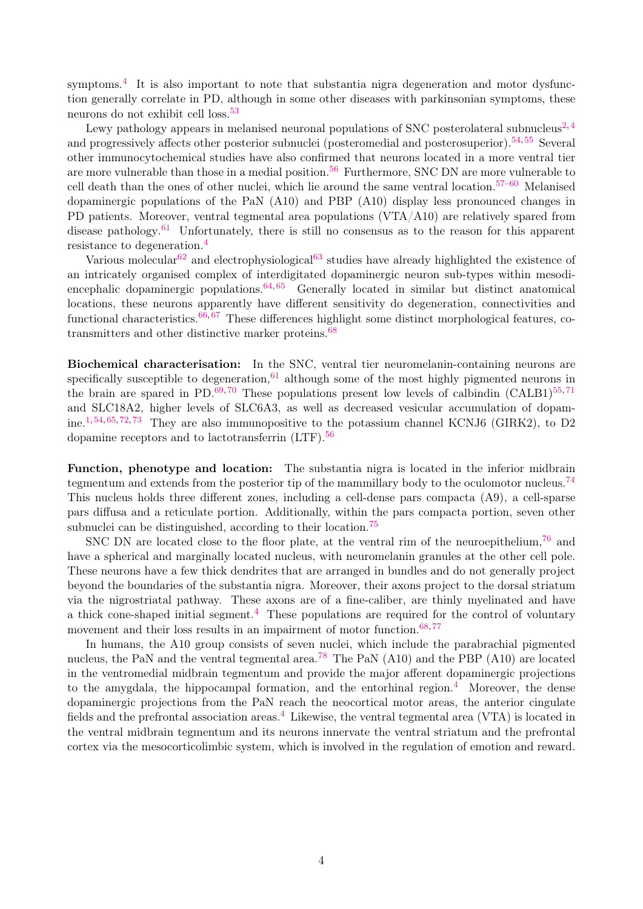symptoms.[4] It is also important to note that substantia nigra degeneration and motor dysfunction generally correlate in PD, although in some other diseases with parkinsonian symptoms, these neurons do not exhibit cell loss.[53]

Lewy pathology appears in melanised neuronal populations of SNC posterolateral subnucleus[2,4] and progressively affects other posterior subnuclei (posteromedial and posterosuperior).[54,55] Several other immunocytochemical studies have also confirmed that neurons located in a more ventral tier are more vulnerable than those in a medial position.[56] Furthermore, SNC DN are more vulnerable to cell death than the ones of other nuclei, which lie around the same ventral location.[57–60] Melanised dopaminergic populations of the PaN (A10) and PBP (A10) display less pronounced changes in PD patients. Moreover, ventral tegmental area populations (VTA/A10) are relatively spared from disease pathology.[61] Unfortunately, there is still no consensus as to the reason for this apparent resistance to degeneration.[4]

Various molecular[62] and electrophysiological[63] studies have already highlighted the existence of an intricately organised complex of interdigitated dopaminergic neuron sub-types within mesodiencephalic dopaminergic populations.[64,65] Generally located in similar but distinct anatomical locations, these neurons apparently have different sensitivity do degeneration, connectivities and functional characteristics.[66,67] These differences highlight some distinct morphological features, co-transmitters and other distinctive marker proteins.[68]

**Biochemical characterisation:** In the SNC, ventral tier neuromelanin-containing neurons are specifically susceptible to degeneration,[61] although some of the most highly pigmented neurons in the brain are spared in PD.[69,70] These populations present low levels of calbindin (CALB1)[55,71] and SLC18A2, higher levels of SLC6A3, as well as decreased vesicular accumulation of dopamine.[1,54,65,72,73] They are also immunopositive to the potassium channel KCNJ6 (GIRK2), to D2 dopamine receptors and to lactotransferrin (LTF).[56]

**Function, phenotype and location:** The substantia nigra is located in the inferior midbrain tegmentum and extends from the posterior tip of the mammillary body to the oculomotor nucleus.[74] This nucleus holds three different zones, including a cell-dense pars compacta (A9), a cell-sparse pars diffusa and a reticulate portion. Additionally, within the pars compacta portion, seven other subnuclei can be distinguished, according to their location.[75]

SNC DN are located close to the floor plate, at the ventral rim of the neuroepithelium,[76] and have a spherical and marginally located nucleus, with neuromelanin granules at the other cell pole. These neurons have a few thick dendrites that are arranged in bundles and do not generally project beyond the boundaries of the substantia nigra. Moreover, their axons project to the dorsal striatum via the nigrostriatal pathway. These axons are of a fine-caliber, are thinly myelinated and have a thick cone-shaped initial segment.[4] These populations are required for the control of voluntary movement and their loss results in an impairment of motor function.[68,77]

In humans, the A10 group consists of seven nuclei, which include the parabrachial pigmented nucleus, the PaN and the ventral tegmental area.[78] The PaN (A10) and the PBP (A10) are located in the ventromedial midbrain tegmentum and provide the major afferent dopaminergic projections to the amygdala, the hippocampal formation, and the entorhinal region.[4] Moreover, the dense dopaminergic projections from the PaN reach the neocortical motor areas, the anterior cingulate fields and the prefrontal association areas.[4] Likewise, the ventral tegmental area (VTA) is located in the ventral midbrain tegmentum and its neurons innervate the ventral striatum and the prefrontal cortex via the mesocorticolimbic system, which is involved in the regulation of emotion and reward.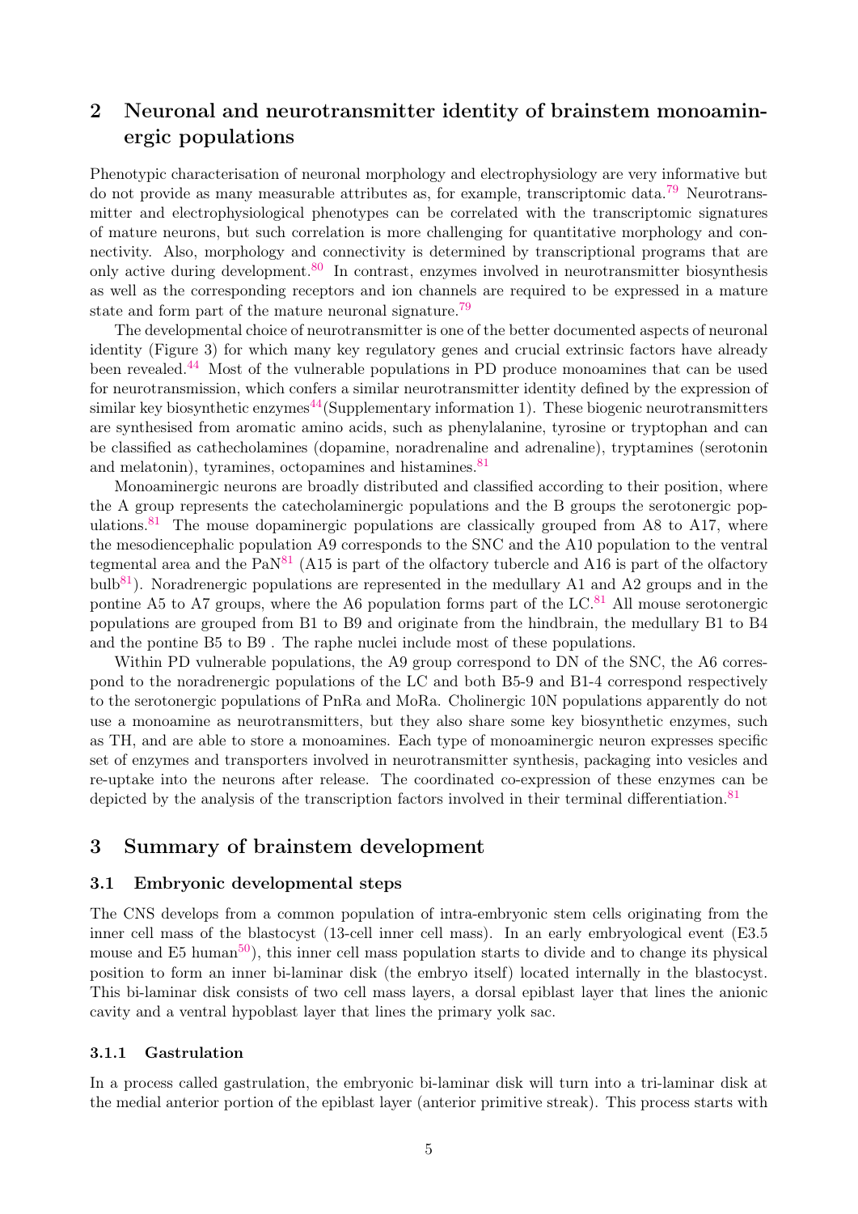## 2 Neuronal and neurotransmitter identity of brainstem monoaminergic populations

Phenotypic characterisation of neuronal morphology and electrophysiology are very informative but do not provide as many measurable attributes as, for example, transcriptomic data.[79] Neurotransmitter and electrophysiological phenotypes can be correlated with the transcriptomic signatures of mature neurons, but such correlation is more challenging for quantitative morphology and connectivity. Also, morphology and connectivity is determined by transcriptional programs that are only active during development.[80] In contrast, enzymes involved in neurotransmitter biosynthesis as well as the corresponding receptors and ion channels are required to be expressed in a mature state and form part of the mature neuronal signature.[79]

The developmental choice of neurotransmitter is one of the better documented aspects of neuronal identity (Figure 3) for which many key regulatory genes and crucial extrinsic factors have already been revealed.[44] Most of the vulnerable populations in PD produce monoamines that can be used for neurotransmission, which confers a similar neurotransmitter identity defined by the expression of similar key biosynthetic enzymes[44](Supplementary information 1). These biogenic neurotransmitters are synthesised from aromatic amino acids, such as phenylalanine, tyrosine or tryptophan and can be classified as cathecholamines (dopamine, noradrenaline and adrenaline), tryptamines (serotonin and melatonin), tyramines, octopamines and histamines.[81]

Monoaminergic neurons are broadly distributed and classified according to their position, where the A group represents the catecholaminergic populations and the B groups the serotonergic populations.[81] The mouse dopaminergic populations are classically grouped from A8 to A17, where the mesodiencephalic population A9 corresponds to the SNC and the A10 population to the ventral tegmental area and the PaN[81] (A15 is part of the olfactory tubercle and A16 is part of the olfactory bulb[81]). Noradrenergic populations are represented in the medullary A1 and A2 groups and in the pontine A5 to A7 groups, where the A6 population forms part of the LC.[81] All mouse serotonergic populations are grouped from B1 to B9 and originate from the hindbrain, the medullary B1 to B4 and the pontine B5 to B9 . The raphe nuclei include most of these populations.

Within PD vulnerable populations, the A9 group correspond to DN of the SNC, the A6 correspond to the noradrenergic populations of the LC and both B5-9 and B1-4 correspond respectively to the serotonergic populations of PnRa and MoRa. Cholinergic 10N populations apparently do not use a monoamine as neurotransmitters, but they also share some key biosynthetic enzymes, such as TH, and are able to store a monoamines. Each type of monoaminergic neuron expresses specific set of enzymes and transporters involved in neurotransmitter synthesis, packaging into vesicles and re-uptake into the neurons after release. The coordinated co-expression of these enzymes can be depicted by the analysis of the transcription factors involved in their terminal differentiation.[81]

## 3 Summary of brainstem development

### 3.1 Embryonic developmental steps

The CNS develops from a common population of intra-embryonic stem cells originating from the inner cell mass of the blastocyst (13-cell inner cell mass). In an early embryological event (E3.5 mouse and E5 human[50]), this inner cell mass population starts to divide and to change its physical position to form an inner bi-laminar disk (the embryo itself) located internally in the blastocyst. This bi-laminar disk consists of two cell mass layers, a dorsal epiblast layer that lines the anionic cavity and a ventral hypoblast layer that lines the primary yolk sac.

#### 3.1.1 Gastrulation

In a process called gastrulation, the embryonic bi-laminar disk will turn into a tri-laminar disk at the medial anterior portion of the epiblast layer (anterior primitive streak). This process starts with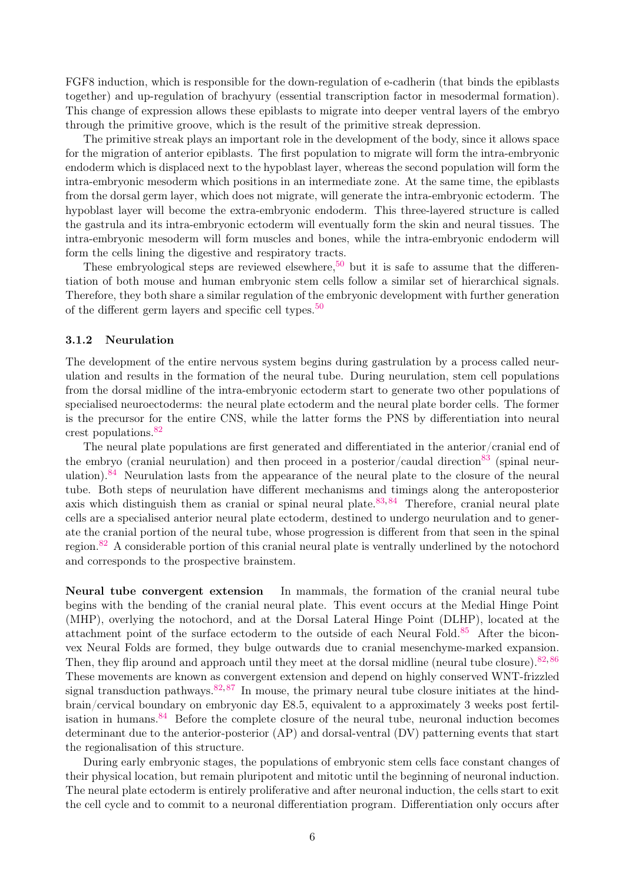FGF8 induction, which is responsible for the down-regulation of e-cadherin (that binds the epiblasts together) and up-regulation of brachyury (essential transcription factor in mesodermal formation). This change of expression allows these epiblasts to migrate into deeper ventral layers of the embryo through the primitive groove, which is the result of the primitive streak depression.

The primitive streak plays an important role in the development of the body, since it allows space for the migration of anterior epiblasts. The first population to migrate will form the intra-embryonic endoderm which is displaced next to the hypoblast layer, whereas the second population will form the intra-embryonic mesoderm which positions in an intermediate zone. At the same time, the epiblasts from the dorsal germ layer, which does not migrate, will generate the intra-embryonic ectoderm. The hypoblast layer will become the extra-embryonic endoderm. This three-layered structure is called the gastrula and its intra-embryonic ectoderm will eventually form the skin and neural tissues. The intra-embryonic mesoderm will form muscles and bones, while the intra-embryonic endoderm will form the cells lining the digestive and respiratory tracts.

These embryological steps are reviewed elsewhere,[50] but it is safe to assume that the differentiation of both mouse and human embryonic stem cells follow a similar set of hierarchical signals. Therefore, they both share a similar regulation of the embryonic development with further generation of the different germ layers and specific cell types.[50]

### 3.1.2 Neurulation

The development of the entire nervous system begins during gastrulation by a process called neurulation and results in the formation of the neural tube. During neurulation, stem cell populations from the dorsal midline of the intra-embryonic ectoderm start to generate two other populations of specialised neuroectoderms: the neural plate ectoderm and the neural plate border cells. The former is the precursor for the entire CNS, while the latter forms the PNS by differentiation into neural crest populations.[82]

The neural plate populations are first generated and differentiated in the anterior/cranial end of the embryo (cranial neurulation) and then proceed in a posterior/caudal direction[83] (spinal neurulation).[84] Neurulation lasts from the appearance of the neural plate to the closure of the neural tube. Both steps of neurulation have different mechanisms and timings along the anteroposterior axis which distinguish them as cranial or spinal neural plate.[83,84] Therefore, cranial neural plate cells are a specialised anterior neural plate ectoderm, destined to undergo neurulation and to generate the cranial portion of the neural tube, whose progression is different from that seen in the spinal region.[82] A considerable portion of this cranial neural plate is ventrally underlined by the notochord and corresponds to the prospective brainstem.

**Neural tube convergent extension** In mammals, the formation of the cranial neural tube begins with the bending of the cranial neural plate. This event occurs at the Medial Hinge Point (MHP), overlying the notochord, and at the Dorsal Lateral Hinge Point (DLHP), located at the attachment point of the surface ectoderm to the outside of each Neural Fold.[85] After the biconvex Neural Folds are formed, they bulge outwards due to cranial mesenchyme-marked expansion. Then, they flip around and approach until they meet at the dorsal midline (neural tube closure).[82,86] These movements are known as convergent extension and depend on highly conserved WNT-frizzled signal transduction pathways.[82,87] In mouse, the primary neural tube closure initiates at the hindbrain/cervical boundary on embryonic day E8.5, equivalent to a approximately 3 weeks post fertilisation in humans.[84] Before the complete closure of the neural tube, neuronal induction becomes determinant due to the anterior-posterior (AP) and dorsal-ventral (DV) patterning events that start the regionalisation of this structure.

During early embryonic stages, the populations of embryonic stem cells face constant changes of their physical location, but remain pluripotent and mitotic until the beginning of neuronal induction. The neural plate ectoderm is entirely proliferative and after neuronal induction, the cells start to exit the cell cycle and to commit to a neuronal differentiation program. Differentiation only occurs after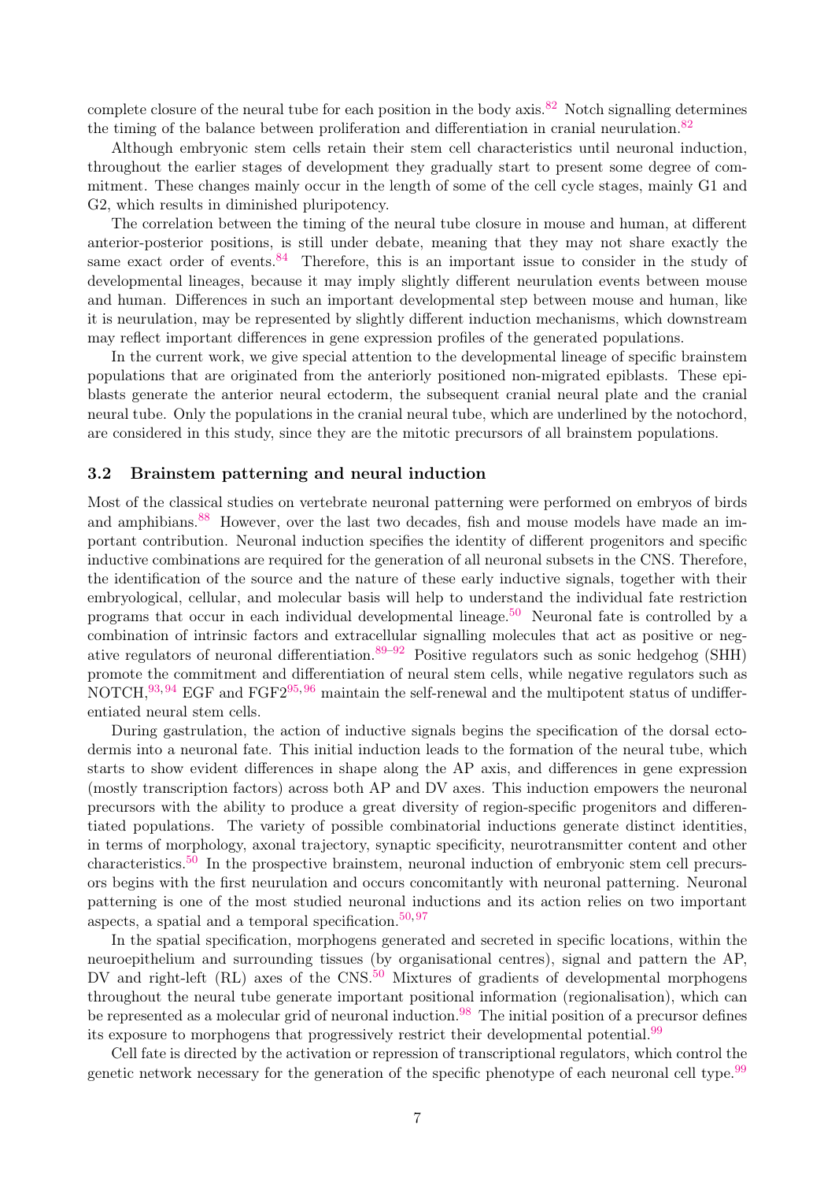complete closure of the neural tube for each position in the body axis.[82] Notch signalling determines the timing of the balance between proliferation and differentiation in cranial neurulation.[82]

Although embryonic stem cells retain their stem cell characteristics until neuronal induction, throughout the earlier stages of development they gradually start to present some degree of commitment. These changes mainly occur in the length of some of the cell cycle stages, mainly G1 and G2, which results in diminished pluripotency.

The correlation between the timing of the neural tube closure in mouse and human, at different anterior-posterior positions, is still under debate, meaning that they may not share exactly the same exact order of events.[84] Therefore, this is an important issue to consider in the study of developmental lineages, because it may imply slightly different neurulation events between mouse and human. Differences in such an important developmental step between mouse and human, like it is neurulation, may be represented by slightly different induction mechanisms, which downstream may reflect important differences in gene expression profiles of the generated populations.

In the current work, we give special attention to the developmental lineage of specific brainstem populations that are originated from the anteriorly positioned non-migrated epiblasts. These epiblasts generate the anterior neural ectoderm, the subsequent cranial neural plate and the cranial neural tube. Only the populations in the cranial neural tube, which are underlined by the notochord, are considered in this study, since they are the mitotic precursors of all brainstem populations.

### 3.2 Brainstem patterning and neural induction

Most of the classical studies on vertebrate neuronal patterning were performed on embryos of birds and amphibians.[88] However, over the last two decades, fish and mouse models have made an important contribution. Neuronal induction specifies the identity of different progenitors and specific inductive combinations are required for the generation of all neuronal subsets in the CNS. Therefore, the identification of the source and the nature of these early inductive signals, together with their embryological, cellular, and molecular basis will help to understand the individual fate restriction programs that occur in each individual developmental lineage.[50] Neuronal fate is controlled by a combination of intrinsic factors and extracellular signalling molecules that act as positive or negative regulators of neuronal differentiation.[89–92] Positive regulators such as sonic hedgehog (SHH) promote the commitment and differentiation of neural stem cells, while negative regulators such as NOTCH,[93,94] EGF and FGF2[95,96] maintain the self-renewal and the multipotent status of undifferentiated neural stem cells.

During gastrulation, the action of inductive signals begins the specification of the dorsal ectodermis into a neuronal fate. This initial induction leads to the formation of the neural tube, which starts to show evident differences in shape along the AP axis, and differences in gene expression (mostly transcription factors) across both AP and DV axes. This induction empowers the neuronal precursors with the ability to produce a great diversity of region-specific progenitors and differentiated populations. The variety of possible combinatorial inductions generate distinct identities, in terms of morphology, axonal trajectory, synaptic specificity, neurotransmitter content and other characteristics.[50] In the prospective brainstem, neuronal induction of embryonic stem cell precursors begins with the first neurulation and occurs concomitantly with neuronal patterning. Neuronal patterning is one of the most studied neuronal inductions and its action relies on two important aspects, a spatial and a temporal specification.[50,97]

In the spatial specification, morphogens generated and secreted in specific locations, within the neuroepithelium and surrounding tissues (by organisational centres), signal and pattern the AP, DV and right-left (RL) axes of the CNS.[50] Mixtures of gradients of developmental morphogens throughout the neural tube generate important positional information (regionalisation), which can be represented as a molecular grid of neuronal induction.[98] The initial position of a precursor defines its exposure to morphogens that progressively restrict their developmental potential.[99]

Cell fate is directed by the activation or repression of transcriptional regulators, which control the genetic network necessary for the generation of the specific phenotype of each neuronal cell type.[99]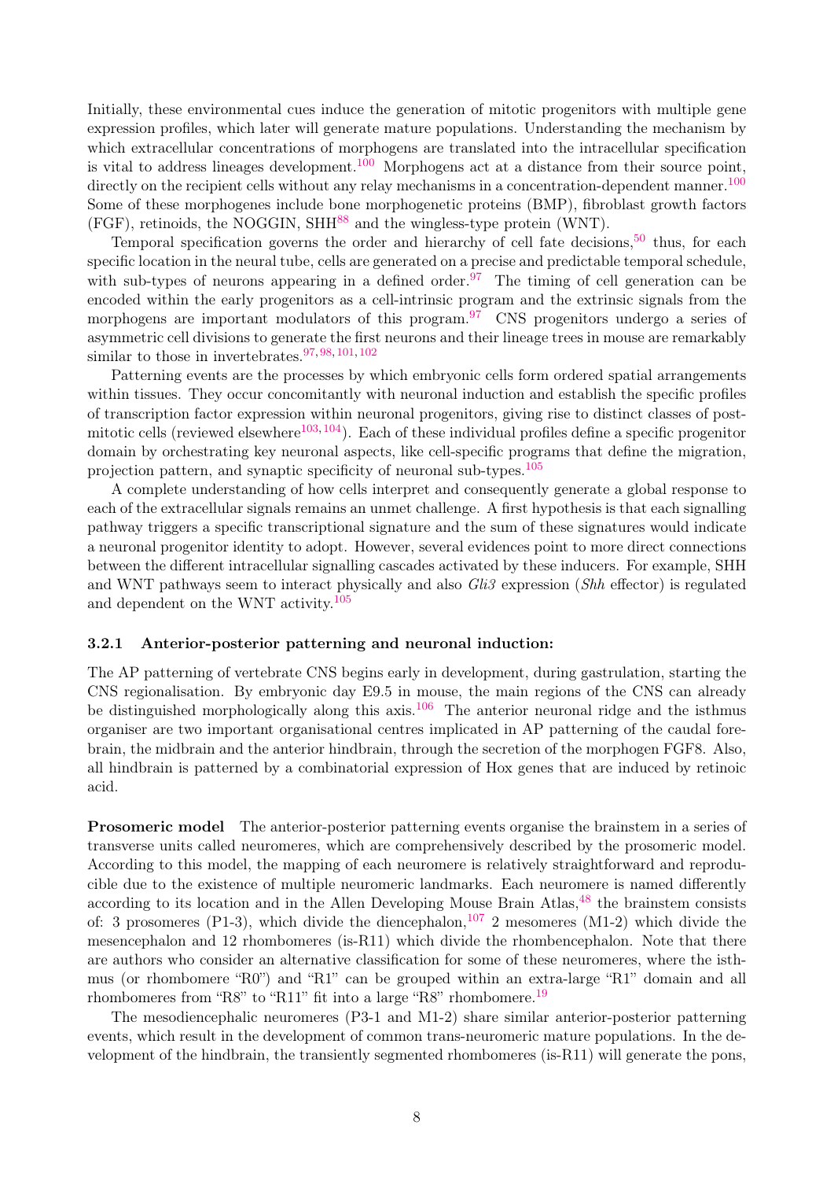Initially, these environmental cues induce the generation of mitotic progenitors with multiple gene expression profiles, which later will generate mature populations. Understanding the mechanism by which extracellular concentrations of morphogens are translated into the intracellular specification is vital to address lineages development.[100] Morphogens act at a distance from their source point, directly on the recipient cells without any relay mechanisms in a concentration-dependent manner.[100] Some of these morphogenes include bone morphogenetic proteins (BMP), fibroblast growth factors (FGF), retinoids, the NOGGIN, SHH[88] and the wingless-type protein (WNT).

Temporal specification governs the order and hierarchy of cell fate decisions,[50] thus, for each specific location in the neural tube, cells are generated on a precise and predictable temporal schedule, with sub-types of neurons appearing in a defined order.[97] The timing of cell generation can be encoded within the early progenitors as a cell-intrinsic program and the extrinsic signals from the morphogens are important modulators of this program.[97] CNS progenitors undergo a series of asymmetric cell divisions to generate the first neurons and their lineage trees in mouse are remarkably similar to those in invertebrates.[97,98,101,102]

Patterning events are the processes by which embryonic cells form ordered spatial arrangements within tissues. They occur concomitantly with neuronal induction and establish the specific profiles of transcription factor expression within neuronal progenitors, giving rise to distinct classes of post-mitotic cells (reviewed elsewhere[103,104]). Each of these individual profiles define a specific progenitor domain by orchestrating key neuronal aspects, like cell-specific programs that define the migration, projection pattern, and synaptic specificity of neuronal sub-types.[105]

A complete understanding of how cells interpret and consequently generate a global response to each of the extracellular signals remains an unmet challenge. A first hypothesis is that each signalling pathway triggers a specific transcriptional signature and the sum of these signatures would indicate a neuronal progenitor identity to adopt. However, several evidences point to more direct connections between the different intracellular signalling cascades activated by these inducers. For example, SHH and WNT pathways seem to interact physically and also *Gli3* expression (*Shh* effector) is regulated and dependent on the WNT activity.[105]

### 3.2.1 Anterior-posterior patterning and neuronal induction:

The AP patterning of vertebrate CNS begins early in development, during gastrulation, starting the CNS regionalisation. By embryonic day E9.5 in mouse, the main regions of the CNS can already be distinguished morphologically along this axis.[106] The anterior neuronal ridge and the isthmus organiser are two important organisational centres implicated in AP patterning of the caudal forebrain, the midbrain and the anterior hindbrain, through the secretion of the morphogen FGF8. Also, all hindbrain is patterned by a combinatorial expression of Hox genes that are induced by retinoic acid.

**Prosomeric model** The anterior-posterior patterning events organise the brainstem in a series of transverse units called neuromeres, which are comprehensively described by the prosomeric model. According to this model, the mapping of each neuromere is relatively straightforward and reproducible due to the existence of multiple neuromeric landmarks. Each neuromere is named differently according to its location and in the Allen Developing Mouse Brain Atlas,[48] the brainstem consists of: 3 prosomeres (P1-3), which divide the diencephalon,[107] 2 mesomeres (M1-2) which divide the mesencephalon and 12 rhombomeres (is-R11) which divide the rhombencephalon. Note that there are authors who consider an alternative classification for some of these neuromeres, where the isthmus (or rhombomere "R0") and "R1" can be grouped within an extra-large "R1" domain and all rhombomeres from "R8" to "R11" fit into a large "R8" rhombomere.[19]

The mesodiencephalic neuromeres (P3-1 and M1-2) share similar anterior-posterior patterning events, which result in the development of common trans-neuromeric mature populations. In the development of the hindbrain, the transiently segmented rhombomeres (is-R11) will generate the pons,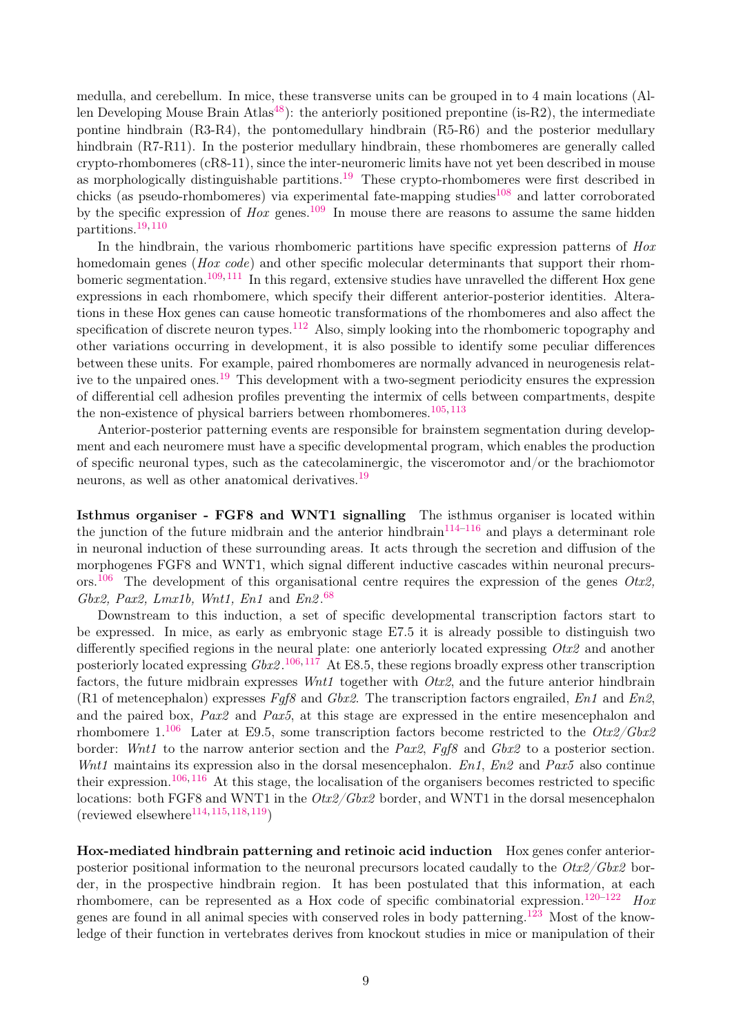medulla, and cerebellum. In mice, these transverse units can be grouped in to 4 main locations (Allen Developing Mouse Brain Atlas[48]): the anteriorly positioned prepontine (is-R2), the intermediate pontine hindbrain (R3-R4), the pontomedullary hindbrain (R5-R6) and the posterior medullary hindbrain (R7-R11). In the posterior medullary hindbrain, these rhombomeres are generally called crypto-rhombomeres (cR8-11), since the inter-neuromeric limits have not yet been described in mouse as morphologically distinguishable partitions.[19] These crypto-rhombomeres were first described in chicks (as pseudo-rhombomeres) via experimental fate-mapping studies[108] and latter corroborated by the specific expression of *Hox* genes.[109] In mouse there are reasons to assume the same hidden partitions.[19,110]

In the hindbrain, the various rhombomeric partitions have specific expression patterns of *Hox* homedomain genes (*Hox code*) and other specific molecular determinants that support their rhombomeric segmentation.[109,111] In this regard, extensive studies have unravelled the different Hox gene expressions in each rhombomere, which specify their different anterior-posterior identities. Alterations in these Hox genes can cause homeotic transformations of the rhombomeres and also affect the specification of discrete neuron types.[112] Also, simply looking into the rhombomeric topography and other variations occurring in development, it is also possible to identify some peculiar differences between these units. For example, paired rhombomeres are normally advanced in neurogenesis relative to the unpaired ones.[19] This development with a two-segment periodicity ensures the expression of differential cell adhesion profiles preventing the intermix of cells between compartments, despite the non-existence of physical barriers between rhombomeres.[105,113]

Anterior-posterior patterning events are responsible for brainstem segmentation during development and each neuromere must have a specific developmental program, which enables the production of specific neuronal types, such as the catecolaminergic, the visceromotor and/or the brachiomotor neurons, as well as other anatomical derivatives.[19]

**Isthmus organiser - FGF8 and WNT1 signalling** The isthmus organiser is located within the junction of the future midbrain and the anterior hindbrain[114–116] and plays a determinant role in neuronal induction of these surrounding areas. It acts through the secretion and diffusion of the morphogenes FGF8 and WNT1, which signal different inductive cascades within neuronal precursors.[106] The development of this organisational centre requires the expression of the genes *Otx2, Gbx2, Pax2, Lmx1b, Wnt1, En1* and *En2*.[68]

Downstream to this induction, a set of specific developmental transcription factors start to be expressed. In mice, as early as embryonic stage E7.5 it is already possible to distinguish two differently specified regions in the neural plate: one anteriorly located expressing *Otx2* and another posteriorly located expressing *Gbx2*.[106,117] At E8.5, these regions broadly express other transcription factors, the future midbrain expresses *Wnt1* together with *Otx2*, and the future anterior hindbrain (R1 of metencephalon) expresses *Fgf8* and *Gbx2*. The transcription factors engrailed, *En1* and *En2*, and the paired box, *Pax2* and *Pax5*, at this stage are expressed in the entire mesencephalon and rhombomere 1.[106] Later at E9.5, some transcription factors become restricted to the *Otx2/Gbx2* border: *Wnt1* to the narrow anterior section and the *Pax2*, *Fgf8* and *Gbx2* to a posterior section. *Wnt1* maintains its expression also in the dorsal mesencephalon. *En1*, *En2* and *Pax5* also continue their expression.[106,116] At this stage, the localisation of the organisers becomes restricted to specific locations: both FGF8 and WNT1 in the *Otx2/Gbx2* border, and WNT1 in the dorsal mesencephalon (reviewed elsewhere[114,115,118,119])

**Hox-mediated hindbrain patterning and retinoic acid induction** Hox genes confer anterior-posterior positional information to the neuronal precursors located caudally to the *Otx2/Gbx2* border, in the prospective hindbrain region. It has been postulated that this information, at each rhombomere, can be represented as a Hox code of specific combinatorial expression.[120–122] *Hox* genes are found in all animal species with conserved roles in body patterning.[123] Most of the knowledge of their function in vertebrates derives from knockout studies in mice or manipulation of their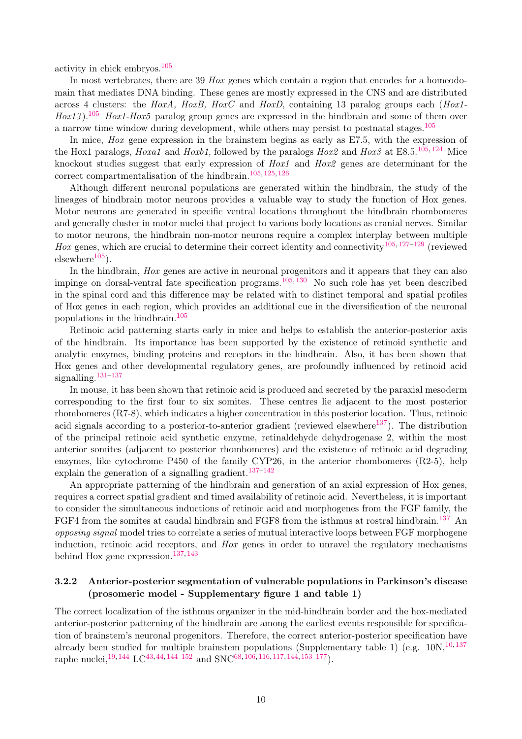activity in chick embryos.[105]

In most vertebrates, there are 39 *Hox* genes which contain a region that encodes for a homeodomain that mediates DNA binding. These genes are mostly expressed in the CNS and are distributed across 4 clusters: the *HoxA, HoxB, HoxC* and *HoxD*, containing 13 paralog groups each (*Hox1-Hox13*).[105] *Hox1-Hox5* paralog group genes are expressed in the hindbrain and some of them over a narrow time window during development, while others may persist to postnatal stages.[105]

In mice, *Hox* gene expression in the brainstem begins as early as E7.5, with the expression of the Hox1 paralogs, *Hoxa1* and *Hoxb1*, followed by the paralogs *Hox2* and *Hox3* at E8.5.[105,124] Mice knockout studies suggest that early expression of *Hox1* and *Hox2* genes are determinant for the correct compartmentalisation of the hindbrain.[105,125,126]

Although different neuronal populations are generated within the hindbrain, the study of the lineages of hindbrain motor neurons provides a valuable way to study the function of Hox genes. Motor neurons are generated in specific ventral locations throughout the hindbrain rhombomeres and generally cluster in motor nuclei that project to various body locations as cranial nerves. Similar to motor neurons, the hindbrain non-motor neurons require a complex interplay between multiple *Hox* genes, which are crucial to determine their correct identity and connectivity[105,127–129] (reviewed elsewhere[105]).

In the hindbrain, *Hox* genes are active in neuronal progenitors and it appears that they can also impinge on dorsal-ventral fate specification programs.[105,130] No such role has yet been described in the spinal cord and this difference may be related with to distinct temporal and spatial profiles of Hox genes in each region, which provides an additional cue in the diversification of the neuronal populations in the hindbrain.[105]

Retinoic acid patterning starts early in mice and helps to establish the anterior-posterior axis of the hindbrain. Its importance has been supported by the existence of retinoid synthetic and analytic enzymes, binding proteins and receptors in the hindbrain. Also, it has been shown that Hox genes and other developmental regulatory genes, are profoundly influenced by retinoid acid signalling.[131–137]

In mouse, it has been shown that retinoic acid is produced and secreted by the paraxial mesoderm corresponding to the first four to six somites. These centres lie adjacent to the most posterior rhombomeres (R7-8), which indicates a higher concentration in this posterior location. Thus, retinoic acid signals according to a posterior-to-anterior gradient (reviewed elsewhere[137]). The distribution of the principal retinoic acid synthetic enzyme, retinaldehyde dehydrogenase 2, within the most anterior somites (adjacent to posterior rhombomeres) and the existence of retinoic acid degrading enzymes, like cytochrome P450 of the family CYP26, in the anterior rhombomeres (R2-5), help explain the generation of a signalling gradient.[137–142]

An appropriate patterning of the hindbrain and generation of an axial expression of Hox genes, requires a correct spatial gradient and timed availability of retinoic acid. Nevertheless, it is important to consider the simultaneous inductions of retinoic acid and morphogenes from the FGF family, the FGF4 from the somites at caudal hindbrain and FGF8 from the isthmus at rostral hindbrain.[137] An *opposing signal* model tries to correlate a series of mutual interactive loops between FGF morphogene induction, retinoic acid receptors, and *Hox* genes in order to unravel the regulatory mechanisms behind Hox gene expression.[137,143]

### 3.2.2 Anterior-posterior segmentation of vulnerable populations in Parkinson's disease (prosomeric model - Supplementary figure 1 and table 1)

The correct localization of the isthmus organizer in the mid-hindbrain border and the hox-mediated anterior-posterior patterning of the hindbrain are among the earliest events responsible for specification of brainstem's neuronal progenitors. Therefore, the correct anterior-posterior specification have already been studied for multiple brainstem populations (Supplementary table 1) (e.g. 10N,[10,137] raphe nuclei,[19,144] LC[43,44,144–152] and SNC[68,106,116,117,144,153–177]).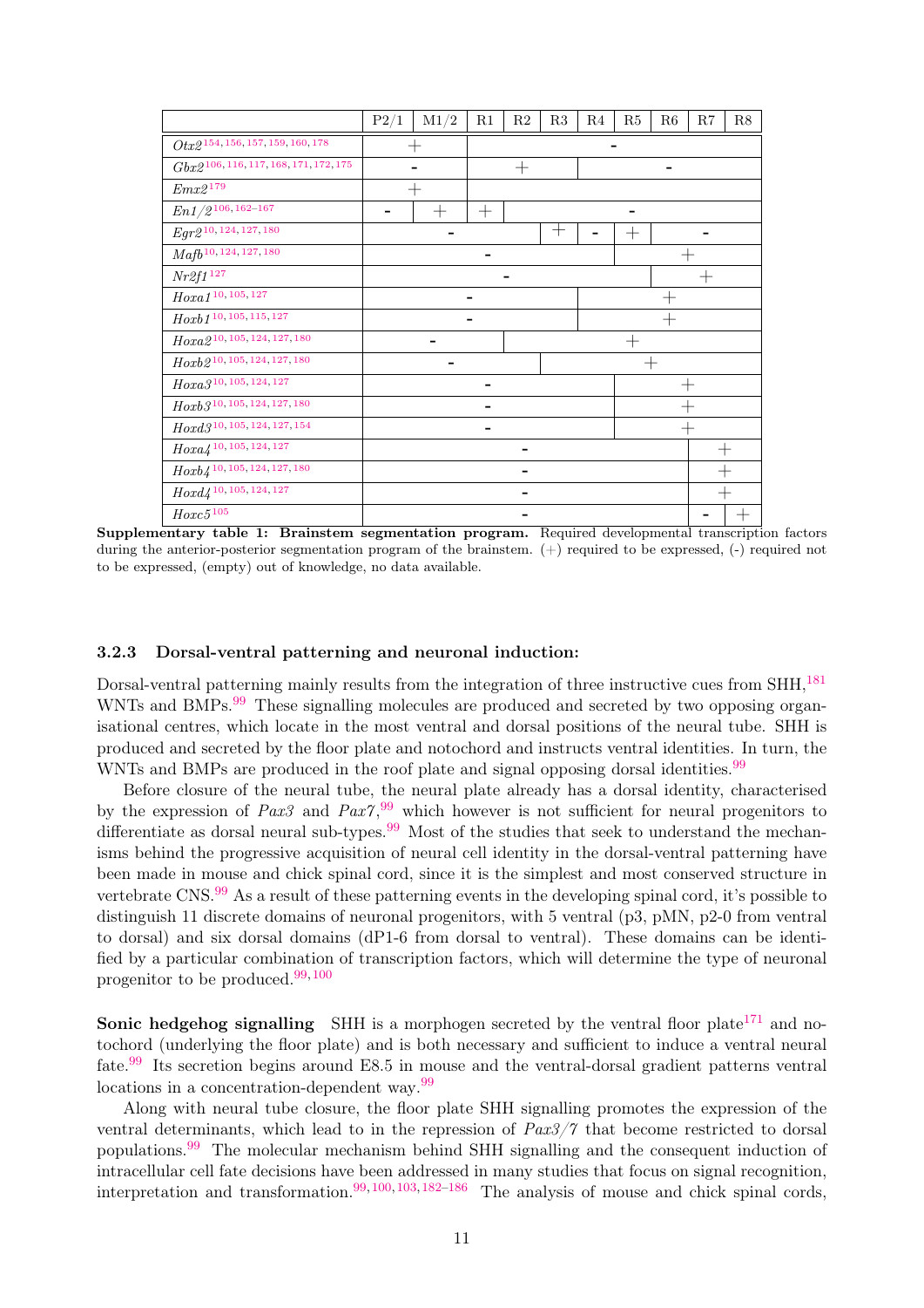| | P2/1 | M1/2 | R1 | R2 | R3 | R4 | R5 | R6 | R7 | R8 |
|---|---|---|---|---|---|---|---|---|---|---|
| *Otx2*[154, 156, 157, 159, 160, 178] | + | + | - | - | - | - | - | - | - | - |
| *Gbx2*[106, 116, 117, 168, 171, 172, 175] | - | - | + | + | + | - | - | - | - | - |
| *Emx2*[179] | + | + | | | | | | | | |
| *En1/2*[106, 162–167] | - | + | + | - | - | - | - | - | - | - |
| *Egr2*[10, 124, 127, 180] | - | - | - | - | + | - | + | - | - | - |
| *Mafb*[10, 124, 127, 180] | - | - | - | - | - | - | + | + | + | + |
| *Nr2f1*[127] | - | - | - | - | - | - | - | + | + | + |
| *Hoxa1*[10, 105, 127] | - | - | - | - | - | + | + | + | + | + |
| *Hoxb1*[10, 105, 115, 127] | - | - | - | - | - | + | + | + | + | + |
| *Hoxa2*[10, 105, 124, 127, 180] | - | - | - | + | + | + | + | + | + | + |
| *Hoxb2*[10, 105, 124, 127, 180] | - | - | - | - | + | + | + | + | + | + |
| *Hoxa3*[10, 105, 124, 127] | - | - | - | - | - | - | + | + | + | + |
| *Hoxb3*[10, 105, 124, 127, 180] | - | - | - | - | - | - | + | + | + | + |
| *Hoxd3*[10, 105, 124, 127, 154] | - | - | - | - | - | - | + | + | + | + |
| *Hoxa4*[10, 105, 124, 127] | - | - | - | - | - | - | - | - | + | + |
| *Hoxb4*[10, 105, 124, 127, 180] | - | - | - | - | - | - | - | - | + | + |
| *Hoxd4*[10, 105, 124, 127] | - | - | - | - | - | - | - | - | + | + |
| *Hoxc5*[105] | - | - | - | - | - | - | - | - | - | + |

**Supplementary table 1: Brainstem segmentation program.** Required developmental transcription factors during the anterior-posterior segmentation program of the brainstem. (+) required to be expressed, (-) required not to be expressed, (empty) out of knowledge, no data available.

### 3.2.3 Dorsal-ventral patterning and neuronal induction:

Dorsal-ventral patterning mainly results from the integration of three instructive cues from SHH,[181] WNTs and BMPs.[99] These signalling molecules are produced and secreted by two opposing organisational centres, which locate in the most ventral and dorsal positions of the neural tube. SHH is produced and secreted by the floor plate and notochord and instructs ventral identities. In turn, the WNTs and BMPs are produced in the roof plate and signal opposing dorsal identities.[99]

Before closure of the neural tube, the neural plate already has a dorsal identity, characterised by the expression of *Pax3* and *Pax7*,[99] which however is not sufficient for neural progenitors to differentiate as dorsal neural sub-types.[99] Most of the studies that seek to understand the mechanisms behind the progressive acquisition of neural cell identity in the dorsal-ventral patterning have been made in mouse and chick spinal cord, since it is the simplest and most conserved structure in vertebrate CNS.[99] As a result of these patterning events in the developing spinal cord, it's possible to distinguish 11 discrete domains of neuronal progenitors, with 5 ventral (p3, pMN, p2-0 from ventral to dorsal) and six dorsal domains (dP1-6 from dorsal to ventral). These domains can be identified by a particular combination of transcription factors, which will determine the type of neuronal progenitor to be produced.[99,100]

**Sonic hedgehog signalling** SHH is a morphogen secreted by the ventral floor plate[171] and notochord (underlying the floor plate) and is both necessary and sufficient to induce a ventral neural fate.[99] Its secretion begins around E8.5 in mouse and the ventral-dorsal gradient patterns ventral locations in a concentration-dependent way.[99]

Along with neural tube closure, the floor plate SHH signalling promotes the expression of the ventral determinants, which lead to in the repression of *Pax3/7* that become restricted to dorsal populations.[99] The molecular mechanism behind SHH signalling and the consequent induction of intracellular cell fate decisions have been addressed in many studies that focus on signal recognition, interpretation and transformation.[99,100,103,182–186] The analysis of mouse and chick spinal cords,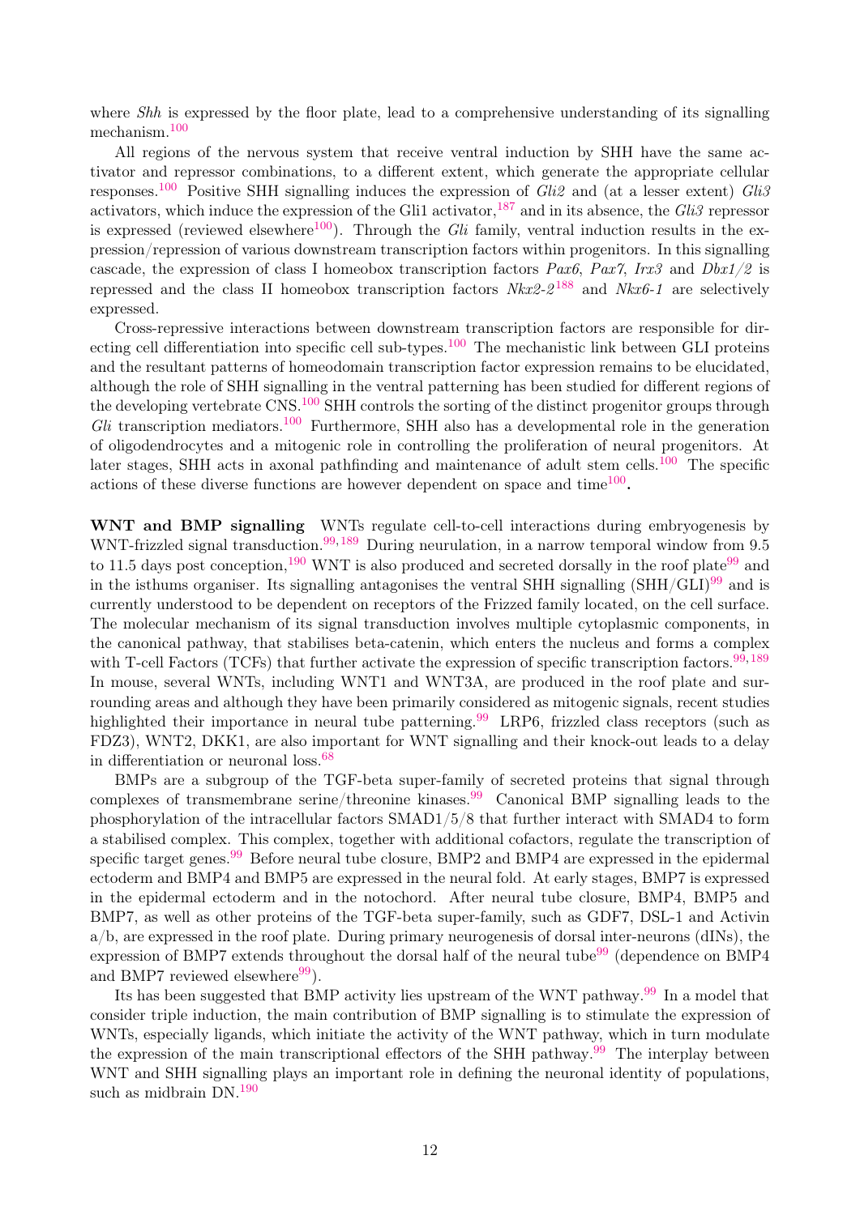where *Shh* is expressed by the floor plate, lead to a comprehensive understanding of its signalling mechanism.[100]

All regions of the nervous system that receive ventral induction by SHH have the same activator and repressor combinations, to a different extent, which generate the appropriate cellular responses.[100] Positive SHH signalling induces the expression of *Gli2* and (at a lesser extent) *Gli3* activators, which induce the expression of the Gli1 activator,[187] and in its absence, the *Gli3* repressor is expressed (reviewed elsewhere[100]). Through the *Gli* family, ventral induction results in the expression/repression of various downstream transcription factors within progenitors. In this signalling cascade, the expression of class I homeobox transcription factors *Pax6*, *Pax7*, *Irx3* and *Dbx1/2* is repressed and the class II homeobox transcription factors *Nkx2-2*[188] and *Nkx6-1* are selectively expressed.

Cross-repressive interactions between downstream transcription factors are responsible for directing cell differentiation into specific cell sub-types.[100] The mechanistic link between GLI proteins and the resultant patterns of homeodomain transcription factor expression remains to be elucidated, although the role of SHH signalling in the ventral patterning has been studied for different regions of the developing vertebrate CNS.[100] SHH controls the sorting of the distinct progenitor groups through *Gli* transcription mediators.[100] Furthermore, SHH also has a developmental role in the generation of oligodendrocytes and a mitogenic role in controlling the proliferation of neural progenitors. At later stages, SHH acts in axonal pathfinding and maintenance of adult stem cells.[100] The specific actions of these diverse functions are however dependent on space and time[100]**.**

**WNT and BMP signalling** WNTs regulate cell-to-cell interactions during embryogenesis by WNT-frizzled signal transduction.[99,189] During neurulation, in a narrow temporal window from 9.5 to 11.5 days post conception,[190] WNT is also produced and secreted dorsally in the roof plate[99] and in the isthums organiser. Its signalling antagonises the ventral SHH signalling (SHH/GLI)[99] and is currently understood to be dependent on receptors of the Frizzed family located, on the cell surface. The molecular mechanism of its signal transduction involves multiple cytoplasmic components, in the canonical pathway, that stabilises beta-catenin, which enters the nucleus and forms a complex with T-cell Factors (TCFs) that further activate the expression of specific transcription factors.[99,189] In mouse, several WNTs, including WNT1 and WNT3A, are produced in the roof plate and surrounding areas and although they have been primarily considered as mitogenic signals, recent studies highlighted their importance in neural tube patterning.[99] LRP6, frizzled class receptors (such as FDZ3), WNT2, DKK1, are also important for WNT signalling and their knock-out leads to a delay in differentiation or neuronal loss.[68]

BMPs are a subgroup of the TGF-beta super-family of secreted proteins that signal through complexes of transmembrane serine/threonine kinases.[99] Canonical BMP signalling leads to the phosphorylation of the intracellular factors SMAD1/5/8 that further interact with SMAD4 to form a stabilised complex. This complex, together with additional cofactors, regulate the transcription of specific target genes.[99] Before neural tube closure, BMP2 and BMP4 are expressed in the epidermal ectoderm and BMP4 and BMP5 are expressed in the neural fold. At early stages, BMP7 is expressed in the epidermal ectoderm and in the notochord. After neural tube closure, BMP4, BMP5 and BMP7, as well as other proteins of the TGF-beta super-family, such as GDF7, DSL-1 and Activin a/b, are expressed in the roof plate. During primary neurogenesis of dorsal inter-neurons (dINs), the expression of BMP7 extends throughout the dorsal half of the neural tube[99] (dependence on BMP4 and BMP7 reviewed elsewhere[99]).

Its has been suggested that BMP activity lies upstream of the WNT pathway.[99] In a model that consider triple induction, the main contribution of BMP signalling is to stimulate the expression of WNTs, especially ligands, which initiate the activity of the WNT pathway, which in turn modulate the expression of the main transcriptional effectors of the SHH pathway.[99] The interplay between WNT and SHH signalling plays an important role in defining the neuronal identity of populations, such as midbrain DN.[190]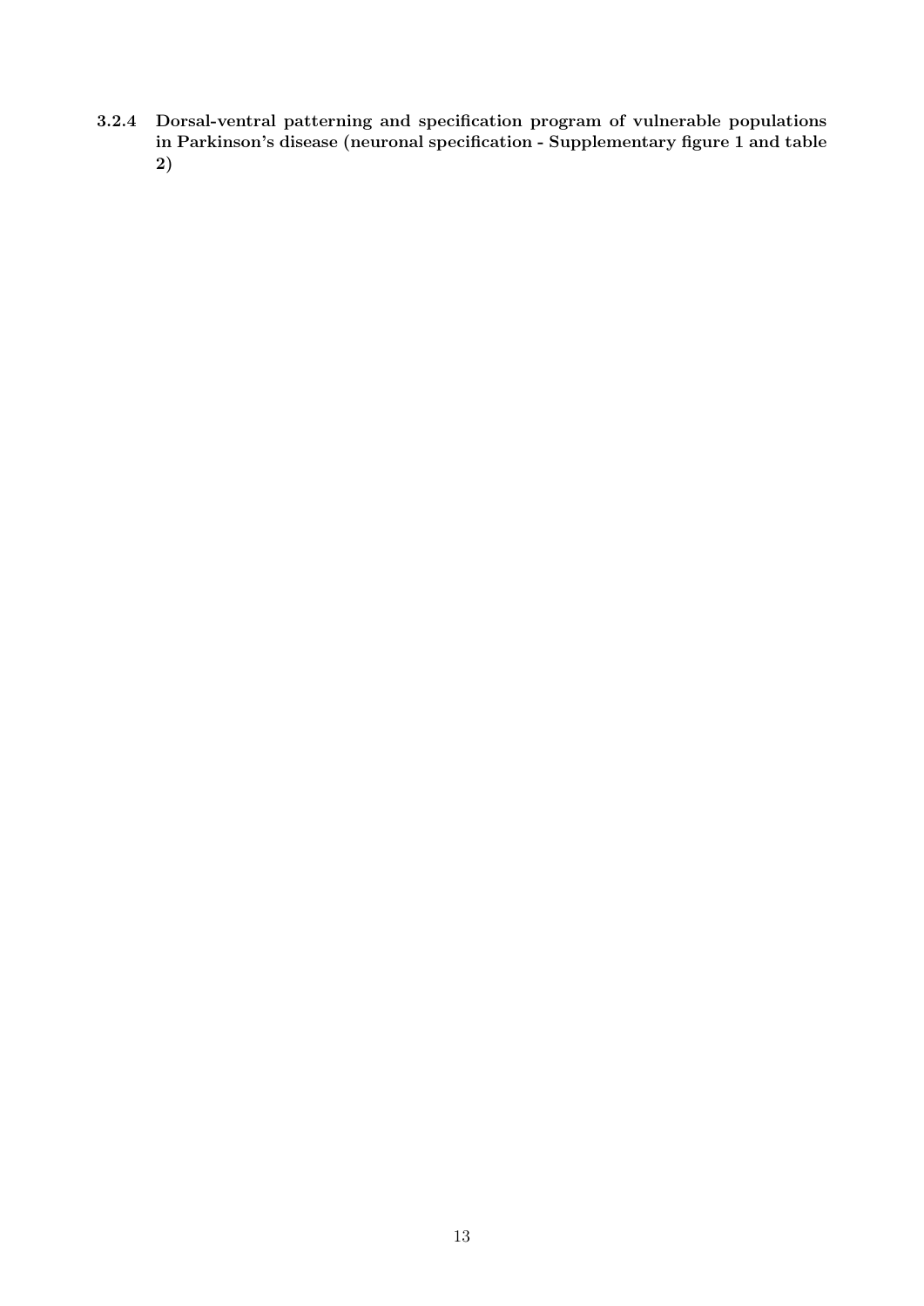#### 3.2.4 Dorsal-ventral patterning and specification program of vulnerable populations in Parkinson's disease (neuronal specification - Supplementary figure 1 and table 2)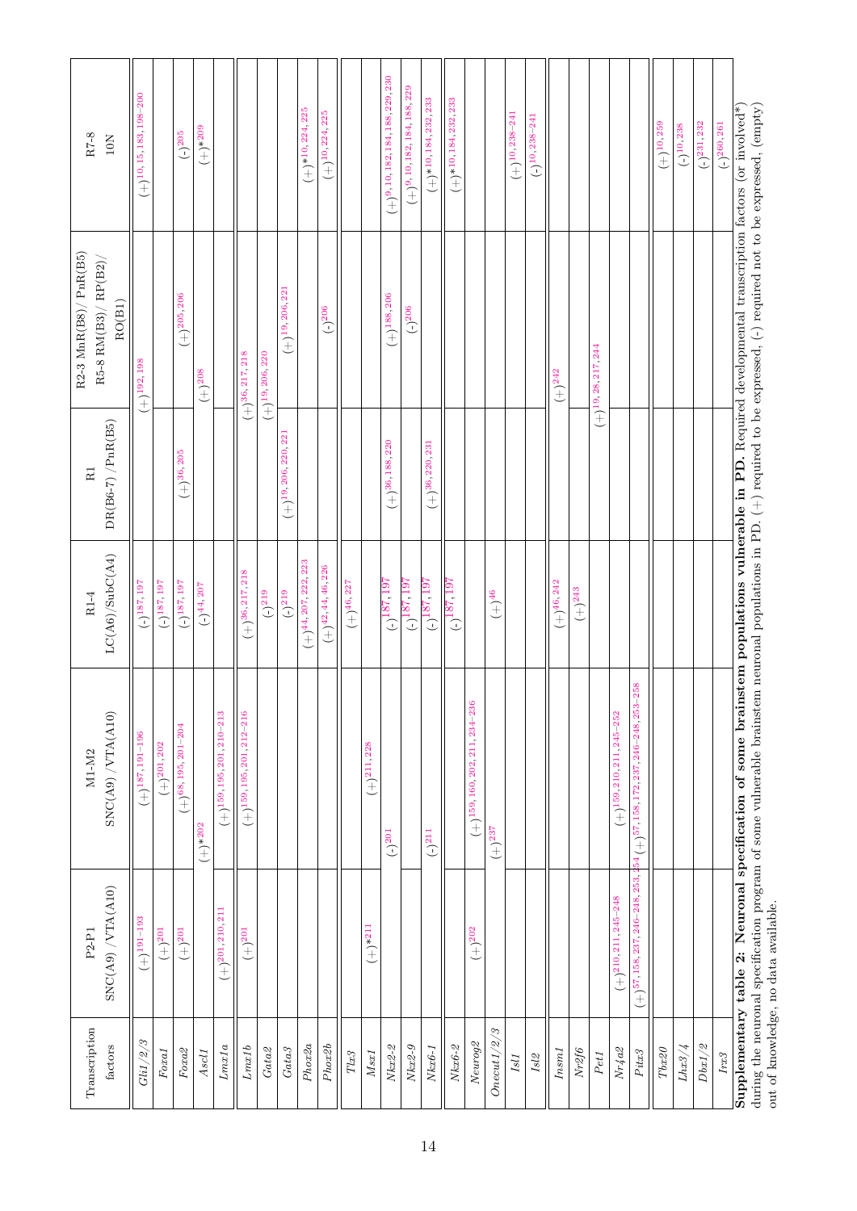| Transcription factors | P2-P1 SNC(A9) / VTA(A10) | M1-M2 SNC(A9) / VTA(A10) | R1-4 LC(A6)/SubC(A4) | R1 DR(B6-7) / PnR(B5) | R2-3 MnR(B8)/ PnR(B5) R5-8 RM(B3)/ RP(B2)/ RO(B1) | R7-8 10N |
|---|---|---|---|---|---|---|
| *Gli1/2/3* | (+)[191–193] | (+)[187,191–196] | (-)[187,197] | | (+)[192,198] | (+)[10,15,183,198–200] |
| *Foxa1* | (+)[201] | (+)[201,202] | (-)[187,197] | | | |
| *Foxa2* | (+)[201] | (+)[68,195,201–204] | (-)[187,197] | (+)[36,205] | (+)[205,206] | (-)[205] |
| *Ascl1* | | (+)*[202] | (-)[44,207] | | (+)[208] | (+)*[209] |
| *Lmx1a* | (+)[201,210,211] | (+)[159,195,201,210–213] | | | | |
| *Lmx1b* | (+)[201] | (+)[159,195,201,212–216] | (+)[36,217,218] | | (+)[36,217,218] | |
| *Gata2* | | | (-)[219] | | (+)[19,206,220] | |
| *Gata3* | | | (-)[219] | (+)[19,206,220,221] | (+)[19,206,221] | |
| *Phox2a* | | | (+)[44,207,222,223] | | | (+)*[10,224,225] |
| *Phox2b* | | | (+)[42,44,46,226] | | (-)[206] | (+)[10,224,225] |
| *Tlx3* | | | (+)[46,227] | | | |
| *Msx1* | (+)*[211] | (+)[211,228] | | | | |
| *Nkx2-2* | | (-)[201] | (-)[187,197] | (+)[36,188,220] | (+)[188,206] | (+)[9,10,182,184,188,229,230] |
| *Nkx2-9* | | | (-)[187,197] | | (-)[206] | (+)[9,10,182,184,188,229] |
| *Nkx6-1* | | (-)[211] | (-)[187,197] | (+)[36,220,231] | | (+)*[10,184,232,233] |
| *Nkx6-2* | | | (-)[187,197] | | | (+)*[10,184,232,233] |
| *Neurog2* | (+)[202] | (+)[159,160,202,211,234–236] | | | | |
| *Onecut1/2/3* | | (+)[237] | (+)[46] | | | |
| *Isl1* | | | | | | (+)[10,238–241] |
| *Isl2* | | | | | | (-)[10,238–241] |
| *Insm1* | | | (+)[46,242] | | (+)[242] | |
| *Nr2f6* | | | (+)[243] | | | |
| *Pet1* | | | | (+)[19,28,217,244] | | |
| *Nr4a2* | (+)[210,211,245–248] | (+)[159,210,211,245–252] | | | | |
| *Pitx3* | (+)[57,158,237,246–248,253,254] | (+)[57,158,172,237,246–248,253–258] | | | | |
| *Tbx20* | | | | | | (+)[10,259] |
| *Lhx3/4* | | | | | | (-)[10,238] |
| *Dbx1/2* | | | | | | (-)[231,232] |
| *Irx3* | | | | | | (-)[260,261] |

**Supplementary table 2: Neuronal specification of some brainstem populations vulnerable in PD.** Required developmental transcription factors (or involved*) during the neuronal specification program of some vulnerable brainstem neuronal populations in PD. (+) required to be expressed, (-) required not to be expressed, (empty) out of knowledge, no data available.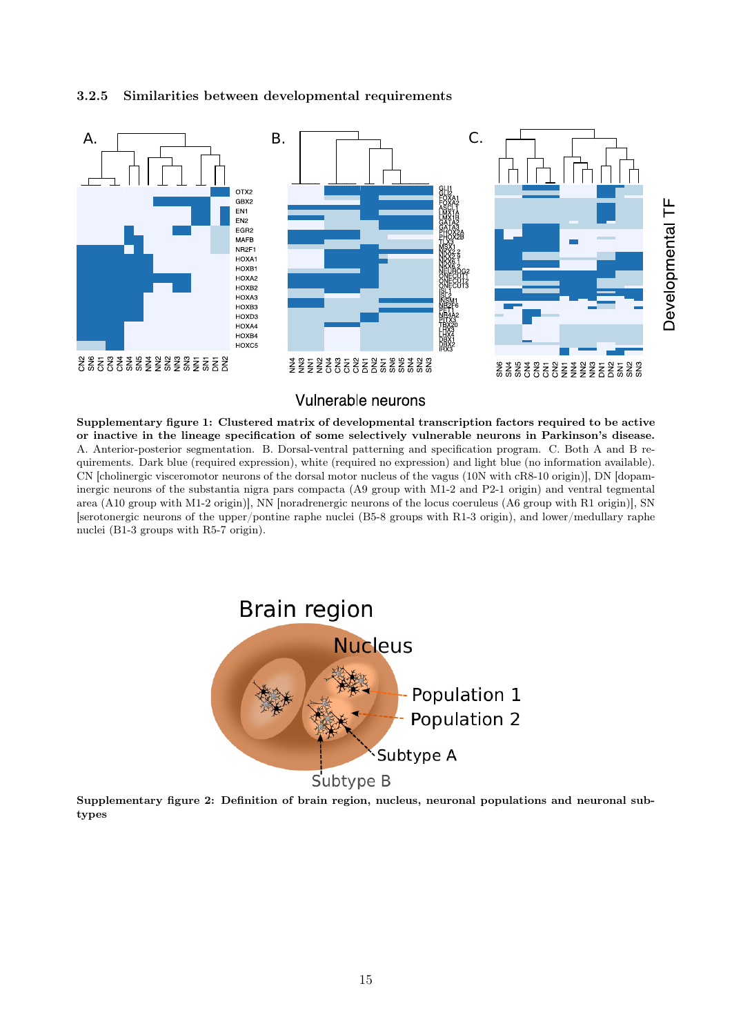#### 3.2.5 Similarities between developmental requirements

**Supplementary figure 1: Clustered matrix of developmental transcription factors required to be active or inactive in the lineage specification of some selectively vulnerable neurons in Parkinson's disease.** A. Anterior-posterior segmentation. B. Dorsal-ventral patterning and specification program. C. Both A and B requirements. Dark blue (required expression), white (required no expression) and light blue (no information available). CN [cholinergic visceromotor neurons of the dorsal motor nucleus of the vagus (10N with cR8-10 origin)], DN [dopaminergic neurons of the substantia nigra pars compacta (A9 group with M1-2 and P2-1 origin) and ventral tegmental area (A10 group with M1-2 origin)], NN [noradrenergic neurons of the locus coeruleus (A6 group with R1 origin)], SN [serotonergic neurons of the upper/pontine raphe nuclei (B5-8 groups with R1-3 origin), and lower/medullary raphe nuclei (B1-3 groups with R5-7 origin).

**Supplementary figure 2: Definition of brain region, nucleus, neuronal populations and neuronal subtypes**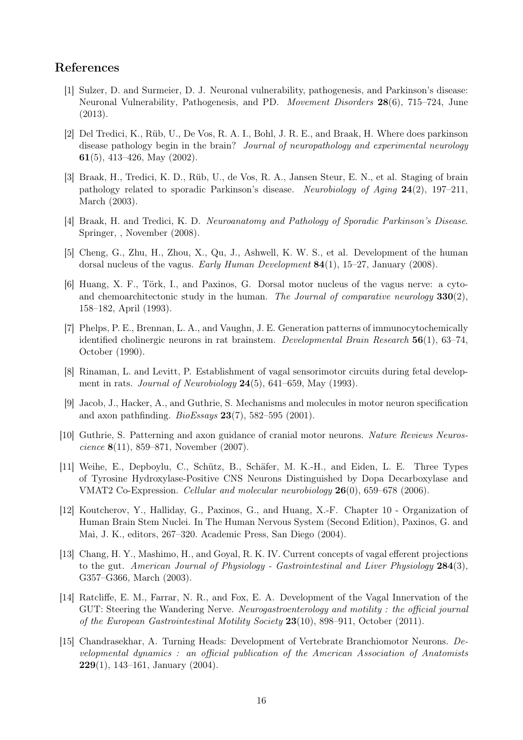## References

[1] Sulzer, D. and Surmeier, D. J. Neuronal vulnerability, pathogenesis, and Parkinson's disease: Neuronal Vulnerability, Pathogenesis, and PD. *Movement Disorders* **28**(6), 715–724, June (2013).

[2] Del Tredici, K., Rüb, U., De Vos, R. A. I., Bohl, J. R. E., and Braak, H. Where does parkinson disease pathology begin in the brain? *Journal of neuropathology and experimental neurology* **61**(5), 413–426, May (2002).

[3] Braak, H., Tredici, K. D., Rüb, U., de Vos, R. A., Jansen Steur, E. N., et al. Staging of brain pathology related to sporadic Parkinson's disease. *Neurobiology of Aging* **24**(2), 197–211, March (2003).

[4] Braak, H. and Tredici, K. D. *Neuroanatomy and Pathology of Sporadic Parkinson's Disease*. Springer, , November (2008).

[5] Cheng, G., Zhu, H., Zhou, X., Qu, J., Ashwell, K. W. S., et al. Development of the human dorsal nucleus of the vagus. *Early Human Development* **84**(1), 15–27, January (2008).

[6] Huang, X. F., Törk, I., and Paxinos, G. Dorsal motor nucleus of the vagus nerve: a cyto- and chemoarchitectonic study in the human. *The Journal of comparative neurology* **330**(2), 158–182, April (1993).

[7] Phelps, P. E., Brennan, L. A., and Vaughn, J. E. Generation patterns of immunocytochemically identified cholinergic neurons in rat brainstem. *Developmental Brain Research* **56**(1), 63–74, October (1990).

[8] Rinaman, L. and Levitt, P. Establishment of vagal sensorimotor circuits during fetal development in rats. *Journal of Neurobiology* **24**(5), 641–659, May (1993).

[9] Jacob, J., Hacker, A., and Guthrie, S. Mechanisms and molecules in motor neuron specification and axon pathfinding. *BioEssays* **23**(7), 582–595 (2001).

[10] Guthrie, S. Patterning and axon guidance of cranial motor neurons. *Nature Reviews Neuroscience* **8**(11), 859–871, November (2007).

[11] Weihe, E., Depboylu, C., Schütz, B., Schäfer, M. K.-H., and Eiden, L. E. Three Types of Tyrosine Hydroxylase-Positive CNS Neurons Distinguished by Dopa Decarboxylase and VMAT2 Co-Expression. *Cellular and molecular neurobiology* **26**(0), 659–678 (2006).

[12] Koutcherov, Y., Halliday, G., Paxinos, G., and Huang, X.-F. Chapter 10 - Organization of Human Brain Stem Nuclei. In The Human Nervous System (Second Edition), Paxinos, G. and Mai, J. K., editors, 267–320. Academic Press, San Diego (2004).

[13] Chang, H. Y., Mashimo, H., and Goyal, R. K. IV. Current concepts of vagal efferent projections to the gut. *American Journal of Physiology - Gastrointestinal and Liver Physiology* **284**(3), G357–G366, March (2003).

[14] Ratcliffe, E. M., Farrar, N. R., and Fox, E. A. Development of the Vagal Innervation of the GUT: Steering the Wandering Nerve. *Neurogastroenterology and motility : the official journal of the European Gastrointestinal Motility Society* **23**(10), 898–911, October (2011).

[15] Chandrasekhar, A. Turning Heads: Development of Vertebrate Branchiomotor Neurons. *Developmental dynamics : an official publication of the American Association of Anatomists* **229**(1), 143–161, January (2004).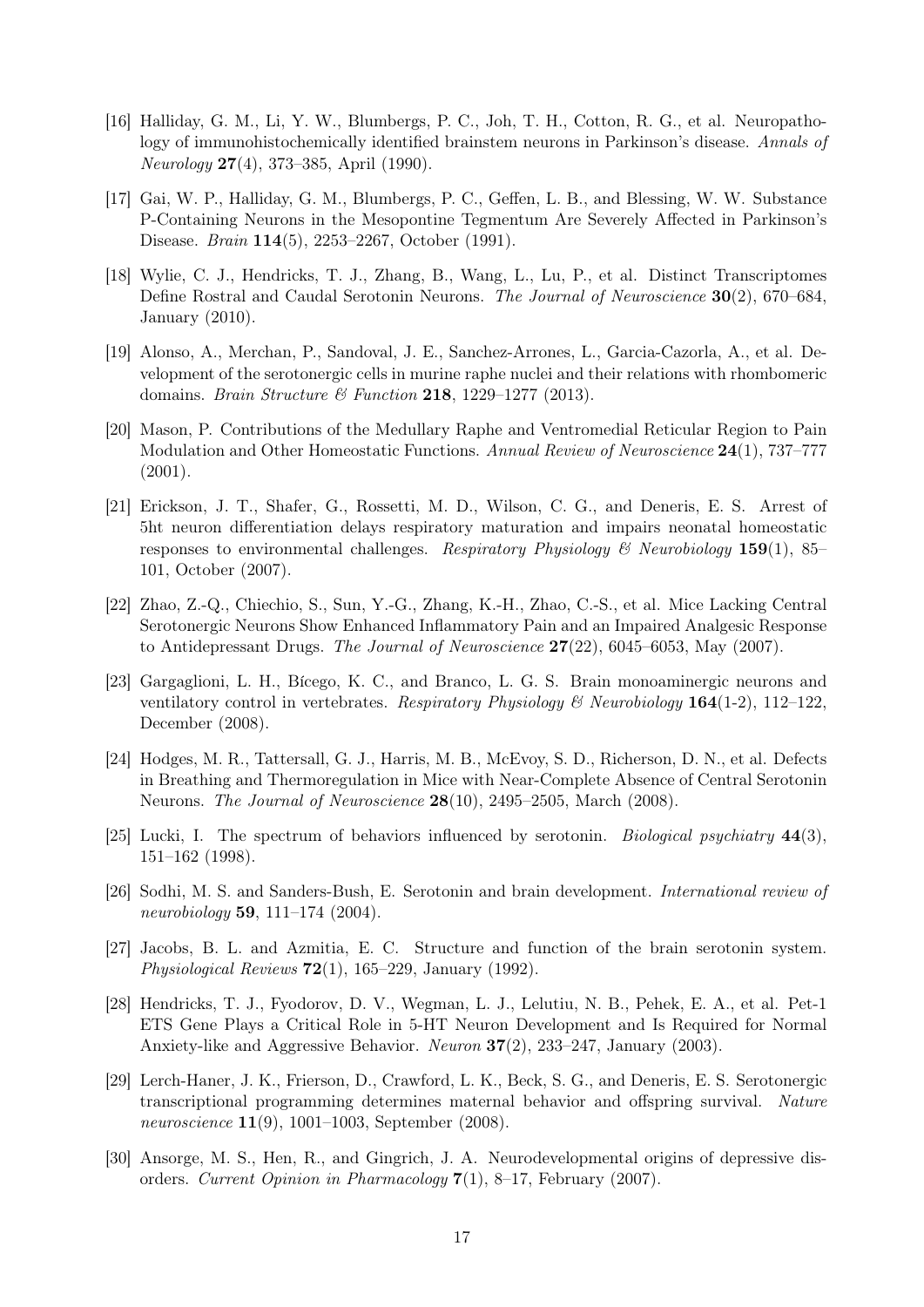[16] Halliday, G. M., Li, Y. W., Blumbergs, P. C., Joh, T. H., Cotton, R. G., et al. Neuropathology of immunohistochemically identified brainstem neurons in Parkinson's disease. *Annals of Neurology* **27**(4), 373–385, April (1990).

[17] Gai, W. P., Halliday, G. M., Blumbergs, P. C., Geffen, L. B., and Blessing, W. W. Substance P-Containing Neurons in the Mesopontine Tegmentum Are Severely Affected in Parkinson's Disease. *Brain* **114**(5), 2253–2267, October (1991).

[18] Wylie, C. J., Hendricks, T. J., Zhang, B., Wang, L., Lu, P., et al. Distinct Transcriptomes Define Rostral and Caudal Serotonin Neurons. *The Journal of Neuroscience* **30**(2), 670–684, January (2010).

[19] Alonso, A., Merchan, P., Sandoval, J. E., Sanchez-Arrones, L., Garcia-Cazorla, A., et al. Development of the serotonergic cells in murine raphe nuclei and their relations with rhombomeric domains. *Brain Structure & Function* **218**, 1229–1277 (2013).

[20] Mason, P. Contributions of the Medullary Raphe and Ventromedial Reticular Region to Pain Modulation and Other Homeostatic Functions. *Annual Review of Neuroscience* **24**(1), 737–777 (2001).

[21] Erickson, J. T., Shafer, G., Rossetti, M. D., Wilson, C. G., and Deneris, E. S. Arrest of 5ht neuron differentiation delays respiratory maturation and impairs neonatal homeostatic responses to environmental challenges. *Respiratory Physiology & Neurobiology* **159**(1), 85–101, October (2007).

[22] Zhao, Z.-Q., Chiechio, S., Sun, Y.-G., Zhang, K.-H., Zhao, C.-S., et al. Mice Lacking Central Serotonergic Neurons Show Enhanced Inflammatory Pain and an Impaired Analgesic Response to Antidepressant Drugs. *The Journal of Neuroscience* **27**(22), 6045–6053, May (2007).

[23] Gargaglioni, L. H., Bícego, K. C., and Branco, L. G. S. Brain monoaminergic neurons and ventilatory control in vertebrates. *Respiratory Physiology & Neurobiology* **164**(1-2), 112–122, December (2008).

[24] Hodges, M. R., Tattersall, G. J., Harris, M. B., McEvoy, S. D., Richerson, D. N., et al. Defects in Breathing and Thermoregulation in Mice with Near-Complete Absence of Central Serotonin Neurons. *The Journal of Neuroscience* **28**(10), 2495–2505, March (2008).

[25] Lucki, I. The spectrum of behaviors influenced by serotonin. *Biological psychiatry* **44**(3), 151–162 (1998).

[26] Sodhi, M. S. and Sanders-Bush, E. Serotonin and brain development. *International review of neurobiology* **59**, 111–174 (2004).

[27] Jacobs, B. L. and Azmitia, E. C. Structure and function of the brain serotonin system. *Physiological Reviews* **72**(1), 165–229, January (1992).

[28] Hendricks, T. J., Fyodorov, D. V., Wegman, L. J., Lelutiu, N. B., Pehek, E. A., et al. Pet-1 ETS Gene Plays a Critical Role in 5-HT Neuron Development and Is Required for Normal Anxiety-like and Aggressive Behavior. *Neuron* **37**(2), 233–247, January (2003).

[29] Lerch-Haner, J. K., Frierson, D., Crawford, L. K., Beck, S. G., and Deneris, E. S. Serotonergic transcriptional programming determines maternal behavior and offspring survival. *Nature neuroscience* **11**(9), 1001–1003, September (2008).

[30] Ansorge, M. S., Hen, R., and Gingrich, J. A. Neurodevelopmental origins of depressive disorders. *Current Opinion in Pharmacology* **7**(1), 8–17, February (2007).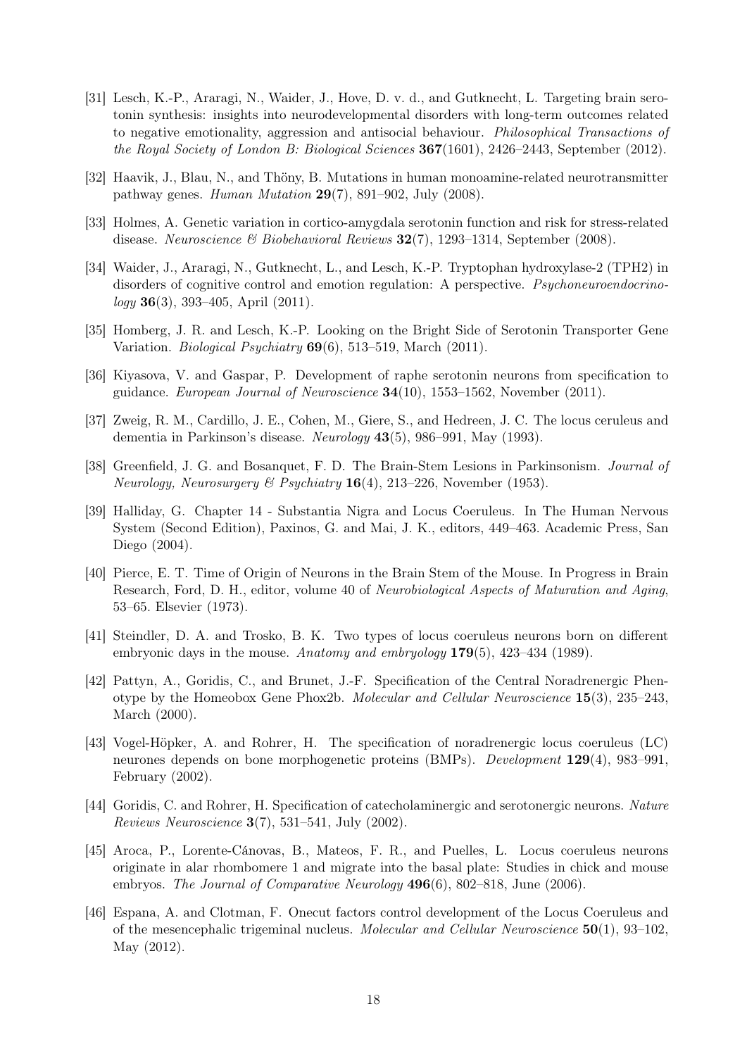[31] Lesch, K.-P., Araragi, N., Waider, J., Hove, D. v. d., and Gutknecht, L. Targeting brain serotonin synthesis: insights into neurodevelopmental disorders with long-term outcomes related to negative emotionality, aggression and antisocial behaviour. *Philosophical Transactions of the Royal Society of London B: Biological Sciences* **367**(1601), 2426–2443, September (2012).

[32] Haavik, J., Blau, N., and Thöny, B. Mutations in human monoamine-related neurotransmitter pathway genes. *Human Mutation* **29**(7), 891–902, July (2008).

[33] Holmes, A. Genetic variation in cortico-amygdala serotonin function and risk for stress-related disease. *Neuroscience & Biobehavioral Reviews* **32**(7), 1293–1314, September (2008).

[34] Waider, J., Araragi, N., Gutknecht, L., and Lesch, K.-P. Tryptophan hydroxylase-2 (TPH2) in disorders of cognitive control and emotion regulation: A perspective. *Psychoneuroendocrinology* **36**(3), 393–405, April (2011).

[35] Homberg, J. R. and Lesch, K.-P. Looking on the Bright Side of Serotonin Transporter Gene Variation. *Biological Psychiatry* **69**(6), 513–519, March (2011).

[36] Kiyasova, V. and Gaspar, P. Development of raphe serotonin neurons from specification to guidance. *European Journal of Neuroscience* **34**(10), 1553–1562, November (2011).

[37] Zweig, R. M., Cardillo, J. E., Cohen, M., Giere, S., and Hedreen, J. C. The locus ceruleus and dementia in Parkinson's disease. *Neurology* **43**(5), 986–991, May (1993).

[38] Greenfield, J. G. and Bosanquet, F. D. The Brain-Stem Lesions in Parkinsonism. *Journal of Neurology, Neurosurgery & Psychiatry* **16**(4), 213–226, November (1953).

[39] Halliday, G. Chapter 14 - Substantia Nigra and Locus Coeruleus. In The Human Nervous System (Second Edition), Paxinos, G. and Mai, J. K., editors, 449–463. Academic Press, San Diego (2004).

[40] Pierce, E. T. Time of Origin of Neurons in the Brain Stem of the Mouse. In Progress in Brain Research, Ford, D. H., editor, volume 40 of *Neurobiological Aspects of Maturation and Aging*, 53–65. Elsevier (1973).

[41] Steindler, D. A. and Trosko, B. K. Two types of locus coeruleus neurons born on different embryonic days in the mouse. *Anatomy and embryology* **179**(5), 423–434 (1989).

[42] Pattyn, A., Goridis, C., and Brunet, J.-F. Specification of the Central Noradrenergic Phenotype by the Homeobox Gene Phox2b. *Molecular and Cellular Neuroscience* **15**(3), 235–243, March (2000).

[43] Vogel-Höpker, A. and Rohrer, H. The specification of noradrenergic locus coeruleus (LC) neurones depends on bone morphogenetic proteins (BMPs). *Development* **129**(4), 983–991, February (2002).

[44] Goridis, C. and Rohrer, H. Specification of catecholaminergic and serotonergic neurons. *Nature Reviews Neuroscience* **3**(7), 531–541, July (2002).

[45] Aroca, P., Lorente-Cánovas, B., Mateos, F. R., and Puelles, L. Locus coeruleus neurons originate in alar rhombomere 1 and migrate into the basal plate: Studies in chick and mouse embryos. *The Journal of Comparative Neurology* **496**(6), 802–818, June (2006).

[46] Espana, A. and Clotman, F. Onecut factors control development of the Locus Coeruleus and of the mesencephalic trigeminal nucleus. *Molecular and Cellular Neuroscience* **50**(1), 93–102, May (2012).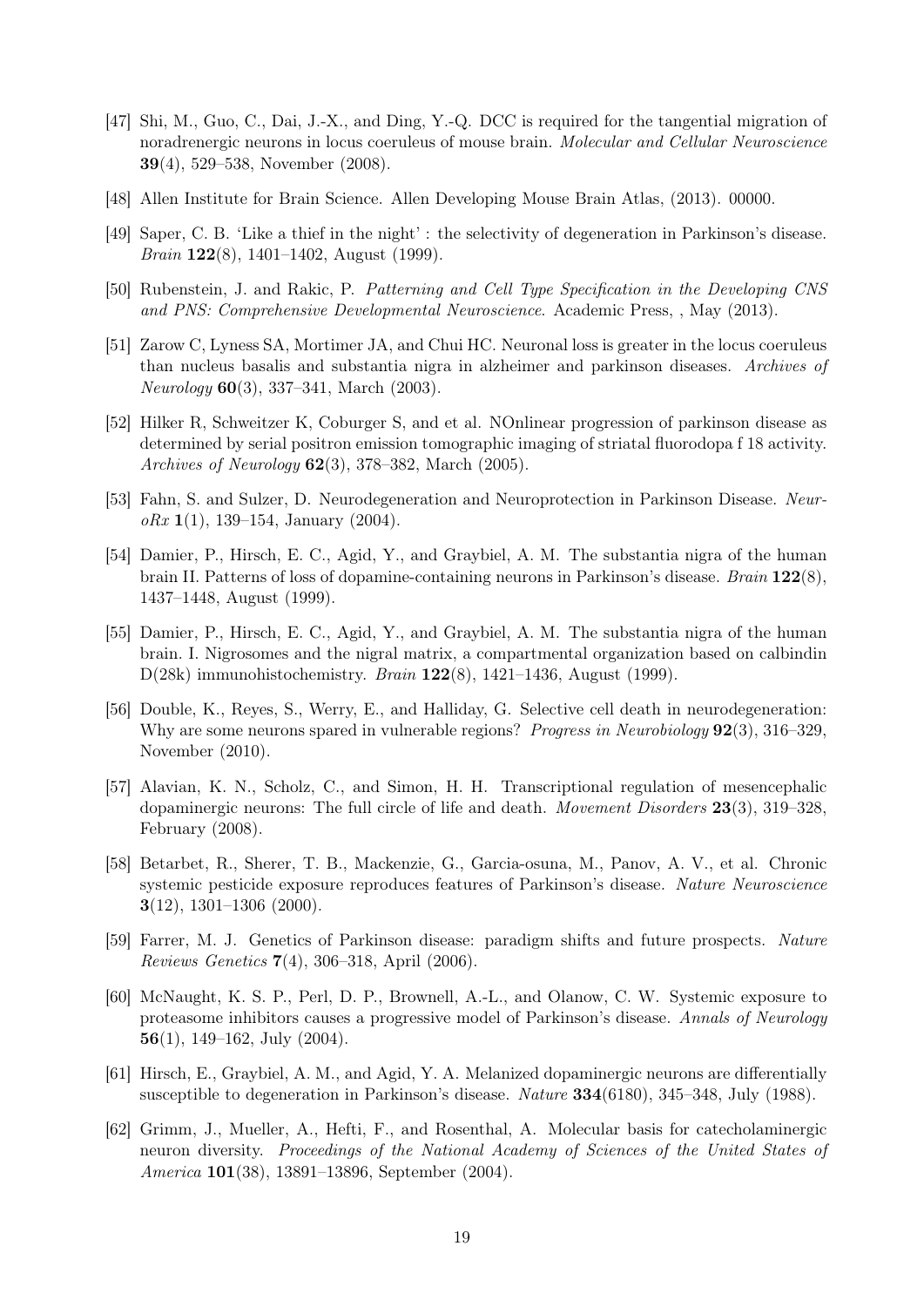[47] Shi, M., Guo, C., Dai, J.-X., and Ding, Y.-Q. DCC is required for the tangential migration of noradrenergic neurons in locus coeruleus of mouse brain. *Molecular and Cellular Neuroscience* **39**(4), 529–538, November (2008).

[48] Allen Institute for Brain Science. Allen Developing Mouse Brain Atlas, (2013). 00000.

[49] Saper, C. B. 'Like a thief in the night' : the selectivity of degeneration in Parkinson's disease. *Brain* **122**(8), 1401–1402, August (1999).

[50] Rubenstein, J. and Rakic, P. *Patterning and Cell Type Specification in the Developing CNS and PNS: Comprehensive Developmental Neuroscience*. Academic Press, , May (2013).

[51] Zarow C, Lyness SA, Mortimer JA, and Chui HC. Neuronal loss is greater in the locus coeruleus than nucleus basalis and substantia nigra in alzheimer and parkinson diseases. *Archives of Neurology* **60**(3), 337–341, March (2003).

[52] Hilker R, Schweitzer K, Coburger S, and et al. NOnlinear progression of parkinson disease as determined by serial positron emission tomographic imaging of striatal fluorodopa f 18 activity. *Archives of Neurology* **62**(3), 378–382, March (2005).

[53] Fahn, S. and Sulzer, D. Neurodegeneration and Neuroprotection in Parkinson Disease. *NeuroRx* **1**(1), 139–154, January (2004).

[54] Damier, P., Hirsch, E. C., Agid, Y., and Graybiel, A. M. The substantia nigra of the human brain II. Patterns of loss of dopamine-containing neurons in Parkinson's disease. *Brain* **122**(8), 1437–1448, August (1999).

[55] Damier, P., Hirsch, E. C., Agid, Y., and Graybiel, A. M. The substantia nigra of the human brain. I. Nigrosomes and the nigral matrix, a compartmental organization based on calbindin D(28k) immunohistochemistry. *Brain* **122**(8), 1421–1436, August (1999).

[56] Double, K., Reyes, S., Werry, E., and Halliday, G. Selective cell death in neurodegeneration: Why are some neurons spared in vulnerable regions? *Progress in Neurobiology* **92**(3), 316–329, November (2010).

[57] Alavian, K. N., Scholz, C., and Simon, H. H. Transcriptional regulation of mesencephalic dopaminergic neurons: The full circle of life and death. *Movement Disorders* **23**(3), 319–328, February (2008).

[58] Betarbet, R., Sherer, T. B., Mackenzie, G., Garcia-osuna, M., Panov, A. V., et al. Chronic systemic pesticide exposure reproduces features of Parkinson's disease. *Nature Neuroscience* **3**(12), 1301–1306 (2000).

[59] Farrer, M. J. Genetics of Parkinson disease: paradigm shifts and future prospects. *Nature Reviews Genetics* **7**(4), 306–318, April (2006).

[60] McNaught, K. S. P., Perl, D. P., Brownell, A.-L., and Olanow, C. W. Systemic exposure to proteasome inhibitors causes a progressive model of Parkinson's disease. *Annals of Neurology* **56**(1), 149–162, July (2004).

[61] Hirsch, E., Graybiel, A. M., and Agid, Y. A. Melanized dopaminergic neurons are differentially susceptible to degeneration in Parkinson's disease. *Nature* **334**(6180), 345–348, July (1988).

[62] Grimm, J., Mueller, A., Hefti, F., and Rosenthal, A. Molecular basis for catecholaminergic neuron diversity. *Proceedings of the National Academy of Sciences of the United States of America* **101**(38), 13891–13896, September (2004).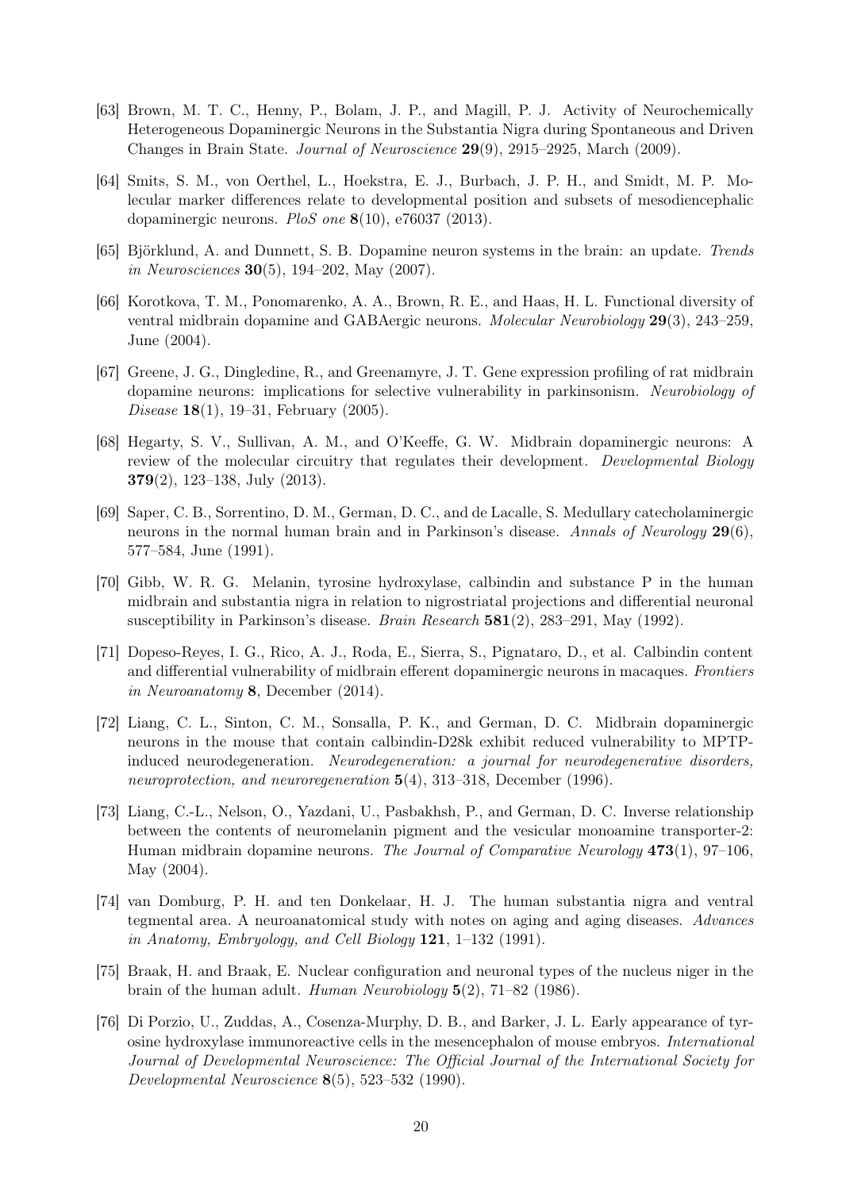[63] Brown, M. T. C., Henny, P., Bolam, J. P., and Magill, P. J. Activity of Neurochemically Heterogeneous Dopaminergic Neurons in the Substantia Nigra during Spontaneous and Driven Changes in Brain State. *Journal of Neuroscience* **29**(9), 2915–2925, March (2009).

[64] Smits, S. M., von Oerthel, L., Hoekstra, E. J., Burbach, J. P. H., and Smidt, M. P. Molecular marker differences relate to developmental position and subsets of mesodiencephalic dopaminergic neurons. *PloS one* **8**(10), e76037 (2013).

[65] Björklund, A. and Dunnett, S. B. Dopamine neuron systems in the brain: an update. *Trends in Neurosciences* **30**(5), 194–202, May (2007).

[66] Korotkova, T. M., Ponomarenko, A. A., Brown, R. E., and Haas, H. L. Functional diversity of ventral midbrain dopamine and GABAergic neurons. *Molecular Neurobiology* **29**(3), 243–259, June (2004).

[67] Greene, J. G., Dingledine, R., and Greenamyre, J. T. Gene expression profiling of rat midbrain dopamine neurons: implications for selective vulnerability in parkinsonism. *Neurobiology of Disease* **18**(1), 19–31, February (2005).

[68] Hegarty, S. V., Sullivan, A. M., and O'Keeffe, G. W. Midbrain dopaminergic neurons: A review of the molecular circuitry that regulates their development. *Developmental Biology* **379**(2), 123–138, July (2013).

[69] Saper, C. B., Sorrentino, D. M., German, D. C., and de Lacalle, S. Medullary catecholaminergic neurons in the normal human brain and in Parkinson's disease. *Annals of Neurology* **29**(6), 577–584, June (1991).

[70] Gibb, W. R. G. Melanin, tyrosine hydroxylase, calbindin and substance P in the human midbrain and substantia nigra in relation to nigrostriatal projections and differential neuronal susceptibility in Parkinson's disease. *Brain Research* **581**(2), 283–291, May (1992).

[71] Dopeso-Reyes, I. G., Rico, A. J., Roda, E., Sierra, S., Pignataro, D., et al. Calbindin content and differential vulnerability of midbrain efferent dopaminergic neurons in macaques. *Frontiers in Neuroanatomy* **8**, December (2014).

[72] Liang, C. L., Sinton, C. M., Sonsalla, P. K., and German, D. C. Midbrain dopaminergic neurons in the mouse that contain calbindin-D28k exhibit reduced vulnerability to MPTP-induced neurodegeneration. *Neurodegeneration: a journal for neurodegenerative disorders, neuroprotection, and neuroregeneration* **5**(4), 313–318, December (1996).

[73] Liang, C.-L., Nelson, O., Yazdani, U., Pasbakhsh, P., and German, D. C. Inverse relationship between the contents of neuromelanin pigment and the vesicular monoamine transporter-2: Human midbrain dopamine neurons. *The Journal of Comparative Neurology* **473**(1), 97–106, May (2004).

[74] van Domburg, P. H. and ten Donkelaar, H. J. The human substantia nigra and ventral tegmental area. A neuroanatomical study with notes on aging and aging diseases. *Advances in Anatomy, Embryology, and Cell Biology* **121**, 1–132 (1991).

[75] Braak, H. and Braak, E. Nuclear configuration and neuronal types of the nucleus niger in the brain of the human adult. *Human Neurobiology* **5**(2), 71–82 (1986).

[76] Di Porzio, U., Zuddas, A., Cosenza-Murphy, D. B., and Barker, J. L. Early appearance of tyrosine hydroxylase immunoreactive cells in the mesencephalon of mouse embryos. *International Journal of Developmental Neuroscience: The Official Journal of the International Society for Developmental Neuroscience* **8**(5), 523–532 (1990).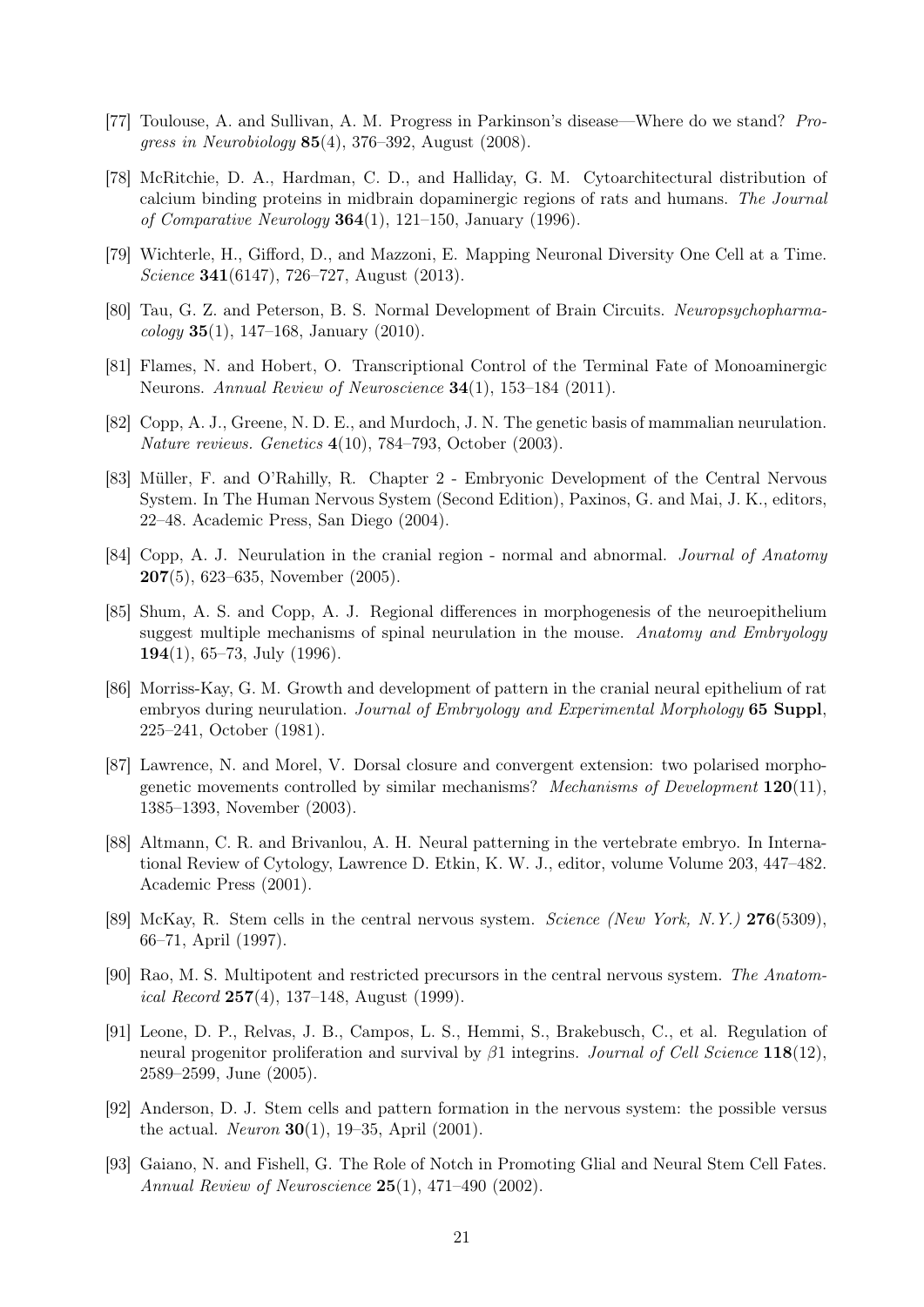[77] Toulouse, A. and Sullivan, A. M. Progress in Parkinson's disease—Where do we stand? *Progress in Neurobiology* **85**(4), 376–392, August (2008).

[78] McRitchie, D. A., Hardman, C. D., and Halliday, G. M. Cytoarchitectural distribution of calcium binding proteins in midbrain dopaminergic regions of rats and humans. *The Journal of Comparative Neurology* **364**(1), 121–150, January (1996).

[79] Wichterle, H., Gifford, D., and Mazzoni, E. Mapping Neuronal Diversity One Cell at a Time. *Science* **341**(6147), 726–727, August (2013).

[80] Tau, G. Z. and Peterson, B. S. Normal Development of Brain Circuits. *Neuropsychopharmacology* **35**(1), 147–168, January (2010).

[81] Flames, N. and Hobert, O. Transcriptional Control of the Terminal Fate of Monoaminergic Neurons. *Annual Review of Neuroscience* **34**(1), 153–184 (2011).

[82] Copp, A. J., Greene, N. D. E., and Murdoch, J. N. The genetic basis of mammalian neurulation. *Nature reviews. Genetics* **4**(10), 784–793, October (2003).

[83] Müller, F. and O'Rahilly, R. Chapter 2 - Embryonic Development of the Central Nervous System. In The Human Nervous System (Second Edition), Paxinos, G. and Mai, J. K., editors, 22–48. Academic Press, San Diego (2004).

[84] Copp, A. J. Neurulation in the cranial region - normal and abnormal. *Journal of Anatomy* **207**(5), 623–635, November (2005).

[85] Shum, A. S. and Copp, A. J. Regional differences in morphogenesis of the neuroepithelium suggest multiple mechanisms of spinal neurulation in the mouse. *Anatomy and Embryology* **194**(1), 65–73, July (1996).

[86] Morriss-Kay, G. M. Growth and development of pattern in the cranial neural epithelium of rat embryos during neurulation. *Journal of Embryology and Experimental Morphology* **65 Suppl**, 225–241, October (1981).

[87] Lawrence, N. and Morel, V. Dorsal closure and convergent extension: two polarised morphogenetic movements controlled by similar mechanisms? *Mechanisms of Development* **120**(11), 1385–1393, November (2003).

[88] Altmann, C. R. and Brivanlou, A. H. Neural patterning in the vertebrate embryo. In International Review of Cytology, Lawrence D. Etkin, K. W. J., editor, volume Volume 203, 447–482. Academic Press (2001).

[89] McKay, R. Stem cells in the central nervous system. *Science (New York, N.Y.)* **276**(5309), 66–71, April (1997).

[90] Rao, M. S. Multipotent and restricted precursors in the central nervous system. *The Anatomical Record* **257**(4), 137–148, August (1999).

[91] Leone, D. P., Relvas, J. B., Campos, L. S., Hemmi, S., Brakebusch, C., et al. Regulation of neural progenitor proliferation and survival by $\beta 1$ integrins. *Journal of Cell Science* **118**(12), 2589–2599, June (2005).

[92] Anderson, D. J. Stem cells and pattern formation in the nervous system: the possible versus the actual. *Neuron* **30**(1), 19–35, April (2001).

[93] Gaiano, N. and Fishell, G. The Role of Notch in Promoting Glial and Neural Stem Cell Fates. *Annual Review of Neuroscience* **25**(1), 471–490 (2002).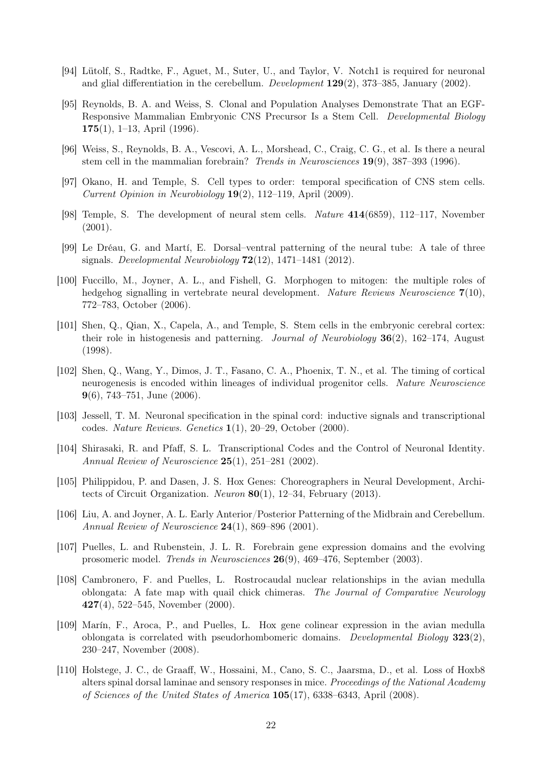[94] Lütolf, S., Radtke, F., Aguet, M., Suter, U., and Taylor, V. Notch1 is required for neuronal and glial differentiation in the cerebellum. *Development* **129**(2), 373–385, January (2002).

[95] Reynolds, B. A. and Weiss, S. Clonal and Population Analyses Demonstrate That an EGF-Responsive Mammalian Embryonic CNS Precursor Is a Stem Cell. *Developmental Biology* **175**(1), 1–13, April (1996).

[96] Weiss, S., Reynolds, B. A., Vescovi, A. L., Morshead, C., Craig, C. G., et al. Is there a neural stem cell in the mammalian forebrain? *Trends in Neurosciences* **19**(9), 387–393 (1996).

[97] Okano, H. and Temple, S. Cell types to order: temporal specification of CNS stem cells. *Current Opinion in Neurobiology* **19**(2), 112–119, April (2009).

[98] Temple, S. The development of neural stem cells. *Nature* **414**(6859), 112–117, November (2001).

[99] Le Dréau, G. and Martí, E. Dorsal–ventral patterning of the neural tube: A tale of three signals. *Developmental Neurobiology* **72**(12), 1471–1481 (2012).

[100] Fuccillo, M., Joyner, A. L., and Fishell, G. Morphogen to mitogen: the multiple roles of hedgehog signalling in vertebrate neural development. *Nature Reviews Neuroscience* **7**(10), 772–783, October (2006).

[101] Shen, Q., Qian, X., Capela, A., and Temple, S. Stem cells in the embryonic cerebral cortex: their role in histogenesis and patterning. *Journal of Neurobiology* **36**(2), 162–174, August (1998).

[102] Shen, Q., Wang, Y., Dimos, J. T., Fasano, C. A., Phoenix, T. N., et al. The timing of cortical neurogenesis is encoded within lineages of individual progenitor cells. *Nature Neuroscience* **9**(6), 743–751, June (2006).

[103] Jessell, T. M. Neuronal specification in the spinal cord: inductive signals and transcriptional codes. *Nature Reviews. Genetics* **1**(1), 20–29, October (2000).

[104] Shirasaki, R. and Pfaff, S. L. Transcriptional Codes and the Control of Neuronal Identity. *Annual Review of Neuroscience* **25**(1), 251–281 (2002).

[105] Philippidou, P. and Dasen, J. S. Hox Genes: Choreographers in Neural Development, Architects of Circuit Organization. *Neuron* **80**(1), 12–34, February (2013).

[106] Liu, A. and Joyner, A. L. Early Anterior/Posterior Patterning of the Midbrain and Cerebellum. *Annual Review of Neuroscience* **24**(1), 869–896 (2001).

[107] Puelles, L. and Rubenstein, J. L. R. Forebrain gene expression domains and the evolving prosomeric model. *Trends in Neurosciences* **26**(9), 469–476, September (2003).

[108] Cambronero, F. and Puelles, L. Rostrocaudal nuclear relationships in the avian medulla oblongata: A fate map with quail chick chimeras. *The Journal of Comparative Neurology* **427**(4), 522–545, November (2000).

[109] Marín, F., Aroca, P., and Puelles, L. Hox gene colinear expression in the avian medulla oblongata is correlated with pseudorhombomeric domains. *Developmental Biology* **323**(2), 230–247, November (2008).

[110] Holstege, J. C., de Graaff, W., Hossaini, M., Cano, S. C., Jaarsma, D., et al. Loss of Hoxb8 alters spinal dorsal laminae and sensory responses in mice. *Proceedings of the National Academy of Sciences of the United States of America* **105**(17), 6338–6343, April (2008).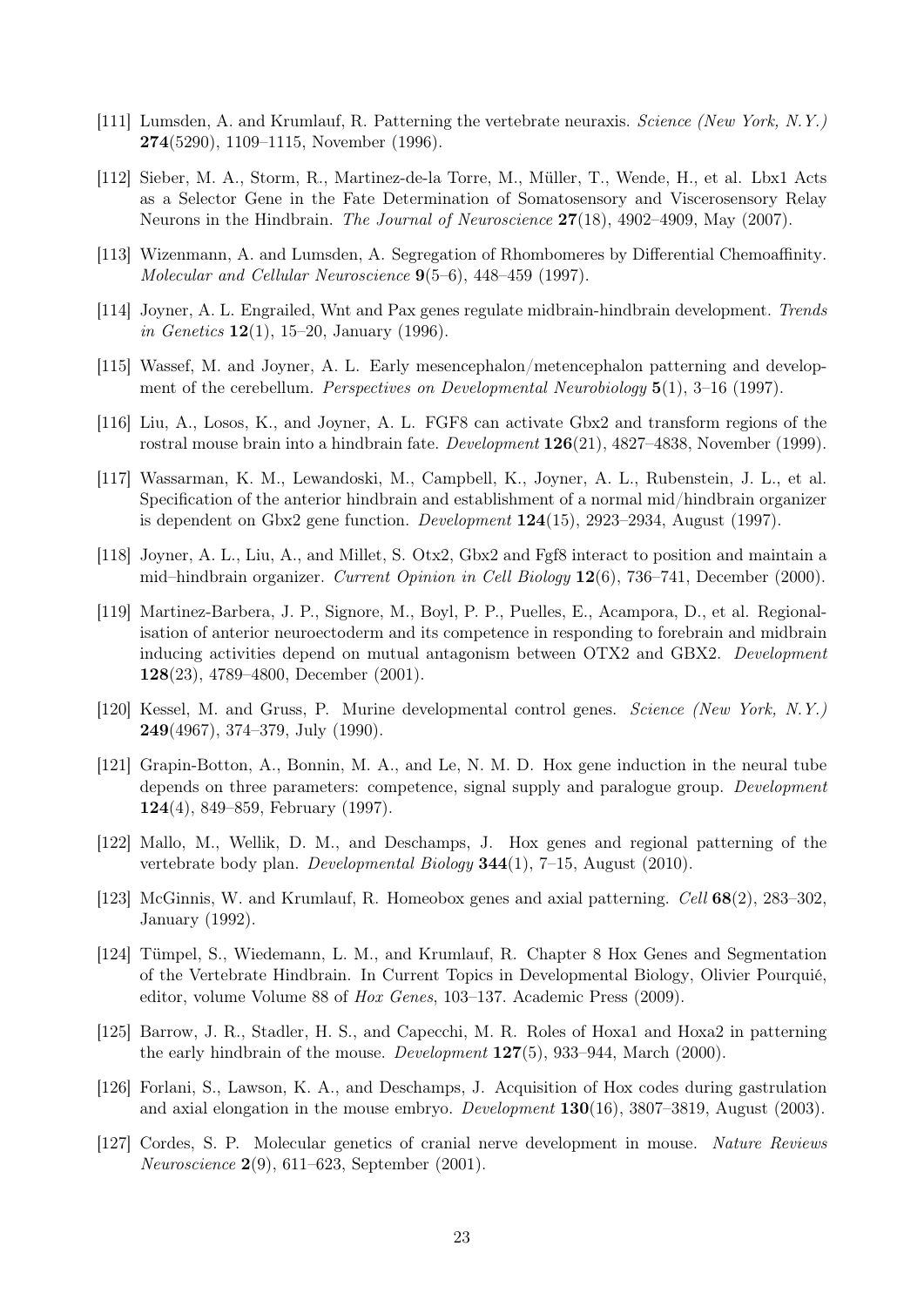[111] Lumsden, A. and Krumlauf, R. Patterning the vertebrate neuraxis. *Science (New York, N.Y.)* **274**(5290), 1109–1115, November (1996).

[112] Sieber, M. A., Storm, R., Martinez-de-la Torre, M., Müller, T., Wende, H., et al. Lbx1 Acts as a Selector Gene in the Fate Determination of Somatosensory and Viscerosensory Relay Neurons in the Hindbrain. *The Journal of Neuroscience* **27**(18), 4902–4909, May (2007).

[113] Wizenmann, A. and Lumsden, A. Segregation of Rhombomeres by Differential Chemoaffinity. *Molecular and Cellular Neuroscience* **9**(5–6), 448–459 (1997).

[114] Joyner, A. L. Engrailed, Wnt and Pax genes regulate midbrain-hindbrain development. *Trends in Genetics* **12**(1), 15–20, January (1996).

[115] Wassef, M. and Joyner, A. L. Early mesencephalon/metencephalon patterning and development of the cerebellum. *Perspectives on Developmental Neurobiology* **5**(1), 3–16 (1997).

[116] Liu, A., Losos, K., and Joyner, A. L. FGF8 can activate Gbx2 and transform regions of the rostral mouse brain into a hindbrain fate. *Development* **126**(21), 4827–4838, November (1999).

[117] Wassarman, K. M., Lewandoski, M., Campbell, K., Joyner, A. L., Rubenstein, J. L., et al. Specification of the anterior hindbrain and establishment of a normal mid/hindbrain organizer is dependent on Gbx2 gene function. *Development* **124**(15), 2923–2934, August (1997).

[118] Joyner, A. L., Liu, A., and Millet, S. Otx2, Gbx2 and Fgf8 interact to position and maintain a mid–hindbrain organizer. *Current Opinion in Cell Biology* **12**(6), 736–741, December (2000).

[119] Martinez-Barbera, J. P., Signore, M., Boyl, P. P., Puelles, E., Acampora, D., et al. Regionalisation of anterior neuroectoderm and its competence in responding to forebrain and midbrain inducing activities depend on mutual antagonism between OTX2 and GBX2. *Development* **128**(23), 4789–4800, December (2001).

[120] Kessel, M. and Gruss, P. Murine developmental control genes. *Science (New York, N.Y.)* **249**(4967), 374–379, July (1990).

[121] Grapin-Botton, A., Bonnin, M. A., and Le, N. M. D. Hox gene induction in the neural tube depends on three parameters: competence, signal supply and paralogue group. *Development* **124**(4), 849–859, February (1997).

[122] Mallo, M., Wellik, D. M., and Deschamps, J. Hox genes and regional patterning of the vertebrate body plan. *Developmental Biology* **344**(1), 7–15, August (2010).

[123] McGinnis, W. and Krumlauf, R. Homeobox genes and axial patterning. *Cell* **68**(2), 283–302, January (1992).

[124] Tümpel, S., Wiedemann, L. M., and Krumlauf, R. Chapter 8 Hox Genes and Segmentation of the Vertebrate Hindbrain. In Current Topics in Developmental Biology, Olivier Pourquié, editor, volume Volume 88 of *Hox Genes*, 103–137. Academic Press (2009).

[125] Barrow, J. R., Stadler, H. S., and Capecchi, M. R. Roles of Hoxa1 and Hoxa2 in patterning the early hindbrain of the mouse. *Development* **127**(5), 933–944, March (2000).

[126] Forlani, S., Lawson, K. A., and Deschamps, J. Acquisition of Hox codes during gastrulation and axial elongation in the mouse embryo. *Development* **130**(16), 3807–3819, August (2003).

[127] Cordes, S. P. Molecular genetics of cranial nerve development in mouse. *Nature Reviews Neuroscience* **2**(9), 611–623, September (2001).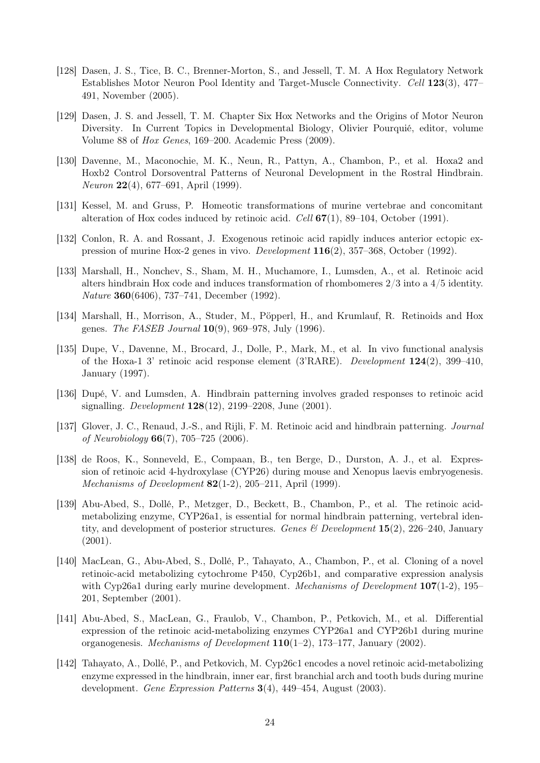[128] Dasen, J. S., Tice, B. C., Brenner-Morton, S., and Jessell, T. M. A Hox Regulatory Network Establishes Motor Neuron Pool Identity and Target-Muscle Connectivity. *Cell* **123**(3), 477–491, November (2005).

[129] Dasen, J. S. and Jessell, T. M. Chapter Six Hox Networks and the Origins of Motor Neuron Diversity. In Current Topics in Developmental Biology, Olivier Pourquié, editor, volume Volume 88 of *Hox Genes*, 169–200. Academic Press (2009).

[130] Davenne, M., Maconochie, M. K., Neun, R., Pattyn, A., Chambon, P., et al. Hoxa2 and Hoxb2 Control Dorsoventral Patterns of Neuronal Development in the Rostral Hindbrain. *Neuron* **22**(4), 677–691, April (1999).

[131] Kessel, M. and Gruss, P. Homeotic transformations of murine vertebrae and concomitant alteration of Hox codes induced by retinoic acid. *Cell* **67**(1), 89–104, October (1991).

[132] Conlon, R. A. and Rossant, J. Exogenous retinoic acid rapidly induces anterior ectopic expression of murine Hox-2 genes in vivo. *Development* **116**(2), 357–368, October (1992).

[133] Marshall, H., Nonchev, S., Sham, M. H., Muchamore, I., Lumsden, A., et al. Retinoic acid alters hindbrain Hox code and induces transformation of rhombomeres 2/3 into a 4/5 identity. *Nature* **360**(6406), 737–741, December (1992).

[134] Marshall, H., Morrison, A., Studer, M., Pöpperl, H., and Krumlauf, R. Retinoids and Hox genes. *The FASEB Journal* **10**(9), 969–978, July (1996).

[135] Dupe, V., Davenne, M., Brocard, J., Dolle, P., Mark, M., et al. In vivo functional analysis of the Hoxa-1 3' retinoic acid response element (3'RARE). *Development* **124**(2), 399–410, January (1997).

[136] Dupé, V. and Lumsden, A. Hindbrain patterning involves graded responses to retinoic acid signalling. *Development* **128**(12), 2199–2208, June (2001).

[137] Glover, J. C., Renaud, J.-S., and Rijli, F. M. Retinoic acid and hindbrain patterning. *Journal of Neurobiology* **66**(7), 705–725 (2006).

[138] de Roos, K., Sonneveld, E., Compaan, B., ten Berge, D., Durston, A. J., et al. Expression of retinoic acid 4-hydroxylase (CYP26) during mouse and Xenopus laevis embryogenesis. *Mechanisms of Development* **82**(1-2), 205–211, April (1999).

[139] Abu-Abed, S., Dollé, P., Metzger, D., Beckett, B., Chambon, P., et al. The retinoic acid-metabolizing enzyme, CYP26a1, is essential for normal hindbrain patterning, vertebral identity, and development of posterior structures. *Genes & Development* **15**(2), 226–240, January (2001).

[140] MacLean, G., Abu-Abed, S., Dollé, P., Tahayato, A., Chambon, P., et al. Cloning of a novel retinoic-acid metabolizing cytochrome P450, Cyp26b1, and comparative expression analysis with Cyp26a1 during early murine development. *Mechanisms of Development* **107**(1-2), 195–201, September (2001).

[141] Abu-Abed, S., MacLean, G., Fraulob, V., Chambon, P., Petkovich, M., et al. Differential expression of the retinoic acid-metabolizing enzymes CYP26a1 and CYP26b1 during murine organogenesis. *Mechanisms of Development* **110**(1–2), 173–177, January (2002).

[142] Tahayato, A., Dollé, P., and Petkovich, M. Cyp26c1 encodes a novel retinoic acid-metabolizing enzyme expressed in the hindbrain, inner ear, first branchial arch and tooth buds during murine development. *Gene Expression Patterns* **3**(4), 449–454, August (2003).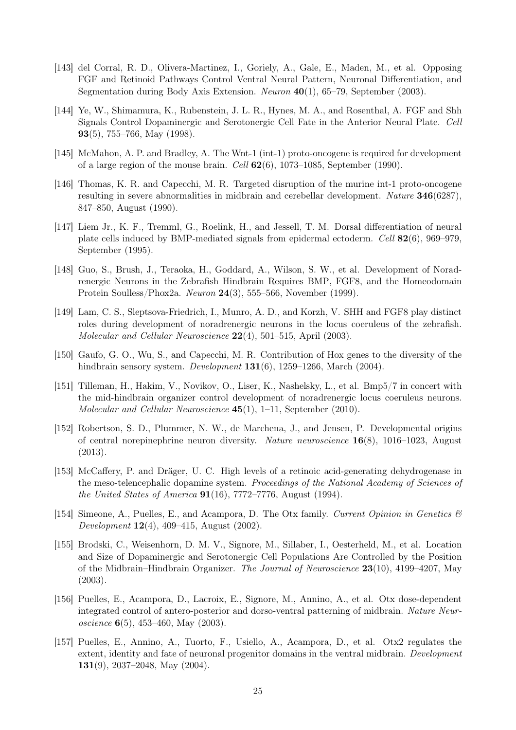[143] del Corral, R. D., Olivera-Martinez, I., Goriely, A., Gale, E., Maden, M., et al. Opposing FGF and Retinoid Pathways Control Ventral Neural Pattern, Neuronal Differentiation, and Segmentation during Body Axis Extension. *Neuron* **40**(1), 65–79, September (2003).

[144] Ye, W., Shimamura, K., Rubenstein, J. L. R., Hynes, M. A., and Rosenthal, A. FGF and Shh Signals Control Dopaminergic and Serotonergic Cell Fate in the Anterior Neural Plate. *Cell* **93**(5), 755–766, May (1998).

[145] McMahon, A. P. and Bradley, A. The Wnt-1 (int-1) proto-oncogene is required for development of a large region of the mouse brain. *Cell* **62**(6), 1073–1085, September (1990).

[146] Thomas, K. R. and Capecchi, M. R. Targeted disruption of the murine int-1 proto-oncogene resulting in severe abnormalities in midbrain and cerebellar development. *Nature* **346**(6287), 847–850, August (1990).

[147] Liem Jr., K. F., Tremml, G., Roelink, H., and Jessell, T. M. Dorsal differentiation of neural plate cells induced by BMP-mediated signals from epidermal ectoderm. *Cell* **82**(6), 969–979, September (1995).

[148] Guo, S., Brush, J., Teraoka, H., Goddard, A., Wilson, S. W., et al. Development of Noradrenergic Neurons in the Zebrafish Hindbrain Requires BMP, FGF8, and the Homeodomain Protein Soulless/Phox2a. *Neuron* **24**(3), 555–566, November (1999).

[149] Lam, C. S., Sleptsova-Friedrich, I., Munro, A. D., and Korzh, V. SHH and FGF8 play distinct roles during development of noradrenergic neurons in the locus coeruleus of the zebrafish. *Molecular and Cellular Neuroscience* **22**(4), 501–515, April (2003).

[150] Gaufo, G. O., Wu, S., and Capecchi, M. R. Contribution of Hox genes to the diversity of the hindbrain sensory system. *Development* **131**(6), 1259–1266, March (2004).

[151] Tilleman, H., Hakim, V., Novikov, O., Liser, K., Nashelsky, L., et al. Bmp5/7 in concert with the mid-hindbrain organizer control development of noradrenergic locus coeruleus neurons. *Molecular and Cellular Neuroscience* **45**(1), 1–11, September (2010).

[152] Robertson, S. D., Plummer, N. W., de Marchena, J., and Jensen, P. Developmental origins of central norepinephrine neuron diversity. *Nature neuroscience* **16**(8), 1016–1023, August (2013).

[153] McCaffery, P. and Dräger, U. C. High levels of a retinoic acid-generating dehydrogenase in the meso-telencephalic dopamine system. *Proceedings of the National Academy of Sciences of the United States of America* **91**(16), 7772–7776, August (1994).

[154] Simeone, A., Puelles, E., and Acampora, D. The Otx family. *Current Opinion in Genetics & Development* **12**(4), 409–415, August (2002).

[155] Brodski, C., Weisenhorn, D. M. V., Signore, M., Sillaber, I., Oesterheld, M., et al. Location and Size of Dopaminergic and Serotonergic Cell Populations Are Controlled by the Position of the Midbrain–Hindbrain Organizer. *The Journal of Neuroscience* **23**(10), 4199–4207, May (2003).

[156] Puelles, E., Acampora, D., Lacroix, E., Signore, M., Annino, A., et al. Otx dose-dependent integrated control of antero-posterior and dorso-ventral patterning of midbrain. *Nature Neuroscience* **6**(5), 453–460, May (2003).

[157] Puelles, E., Annino, A., Tuorto, F., Usiello, A., Acampora, D., et al. Otx2 regulates the extent, identity and fate of neuronal progenitor domains in the ventral midbrain. *Development* **131**(9), 2037–2048, May (2004).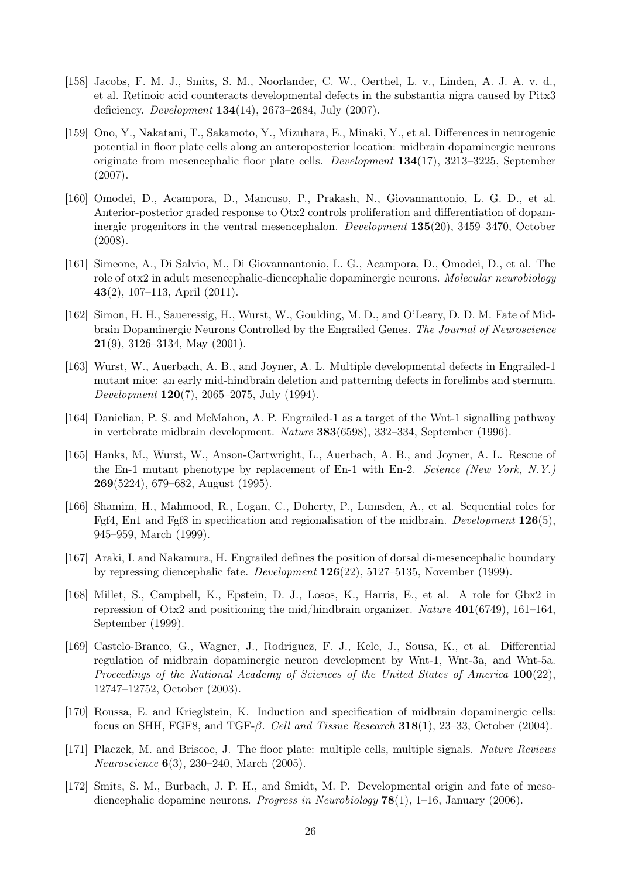[158] Jacobs, F. M. J., Smits, S. M., Noorlander, C. W., Oerthel, L. v., Linden, A. J. A. v. d., et al. Retinoic acid counteracts developmental defects in the substantia nigra caused by Pitx3 deficiency. *Development* **134**(14), 2673–2684, July (2007).

[159] Ono, Y., Nakatani, T., Sakamoto, Y., Mizuhara, E., Minaki, Y., et al. Differences in neurogenic potential in floor plate cells along an anteroposterior location: midbrain dopaminergic neurons originate from mesencephalic floor plate cells. *Development* **134**(17), 3213–3225, September (2007).

[160] Omodei, D., Acampora, D., Mancuso, P., Prakash, N., Giovannantonio, L. G. D., et al. Anterior-posterior graded response to Otx2 controls proliferation and differentiation of dopaminergic progenitors in the ventral mesencephalon. *Development* **135**(20), 3459–3470, October (2008).

[161] Simeone, A., Di Salvio, M., Di Giovannantonio, L. G., Acampora, D., Omodei, D., et al. The role of otx2 in adult mesencephalic-diencephalic dopaminergic neurons. *Molecular neurobiology* **43**(2), 107–113, April (2011).

[162] Simon, H. H., Saueressig, H., Wurst, W., Goulding, M. D., and O'Leary, D. D. M. Fate of Midbrain Dopaminergic Neurons Controlled by the Engrailed Genes. *The Journal of Neuroscience* **21**(9), 3126–3134, May (2001).

[163] Wurst, W., Auerbach, A. B., and Joyner, A. L. Multiple developmental defects in Engrailed-1 mutant mice: an early mid-hindbrain deletion and patterning defects in forelimbs and sternum. *Development* **120**(7), 2065–2075, July (1994).

[164] Danielian, P. S. and McMahon, A. P. Engrailed-1 as a target of the Wnt-1 signalling pathway in vertebrate midbrain development. *Nature* **383**(6598), 332–334, September (1996).

[165] Hanks, M., Wurst, W., Anson-Cartwright, L., Auerbach, A. B., and Joyner, A. L. Rescue of the En-1 mutant phenotype by replacement of En-1 with En-2. *Science (New York, N.Y.)* **269**(5224), 679–682, August (1995).

[166] Shamim, H., Mahmood, R., Logan, C., Doherty, P., Lumsden, A., et al. Sequential roles for Fgf4, En1 and Fgf8 in specification and regionalisation of the midbrain. *Development* **126**(5), 945–959, March (1999).

[167] Araki, I. and Nakamura, H. Engrailed defines the position of dorsal di-mesencephalic boundary by repressing diencephalic fate. *Development* **126**(22), 5127–5135, November (1999).

[168] Millet, S., Campbell, K., Epstein, D. J., Losos, K., Harris, E., et al. A role for Gbx2 in repression of Otx2 and positioning the mid/hindbrain organizer. *Nature* **401**(6749), 161–164, September (1999).

[169] Castelo-Branco, G., Wagner, J., Rodriguez, F. J., Kele, J., Sousa, K., et al. Differential regulation of midbrain dopaminergic neuron development by Wnt-1, Wnt-3a, and Wnt-5a. *Proceedings of the National Academy of Sciences of the United States of America* **100**(22), 12747–12752, October (2003).

[170] Roussa, E. and Krieglstein, K. Induction and specification of midbrain dopaminergic cells: focus on SHH, FGF8, and TGF-$\beta$. *Cell and Tissue Research* **318**(1), 23–33, October (2004).

[171] Placzek, M. and Briscoe, J. The floor plate: multiple cells, multiple signals. *Nature Reviews Neuroscience* **6**(3), 230–240, March (2005).

[172] Smits, S. M., Burbach, J. P. H., and Smidt, M. P. Developmental origin and fate of meso-diencephalic dopamine neurons. *Progress in Neurobiology* **78**(1), 1–16, January (2006).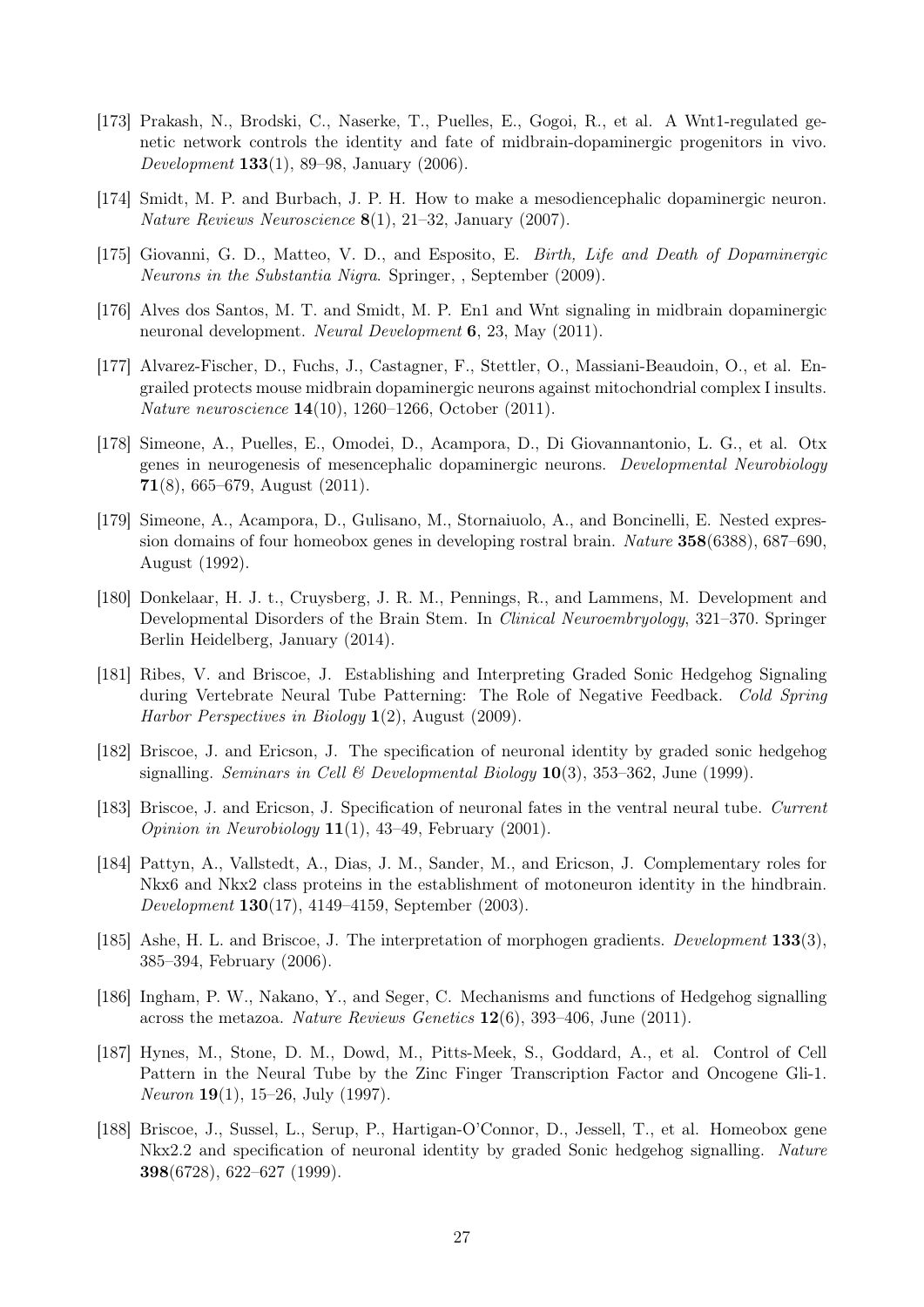[173] Prakash, N., Brodski, C., Naserke, T., Puelles, E., Gogoi, R., et al. A Wnt1-regulated genetic network controls the identity and fate of midbrain-dopaminergic progenitors in vivo. *Development* **133**(1), 89–98, January (2006).

[174] Smidt, M. P. and Burbach, J. P. H. How to make a mesodiencephalic dopaminergic neuron. *Nature Reviews Neuroscience* **8**(1), 21–32, January (2007).

[175] Giovanni, G. D., Matteo, V. D., and Esposito, E. *Birth, Life and Death of Dopaminergic Neurons in the Substantia Nigra*. Springer, , September (2009).

[176] Alves dos Santos, M. T. and Smidt, M. P. En1 and Wnt signaling in midbrain dopaminergic neuronal development. *Neural Development* **6**, 23, May (2011).

[177] Alvarez-Fischer, D., Fuchs, J., Castagner, F., Stettler, O., Massiani-Beaudoin, O., et al. Engrailed protects mouse midbrain dopaminergic neurons against mitochondrial complex I insults. *Nature neuroscience* **14**(10), 1260–1266, October (2011).

[178] Simeone, A., Puelles, E., Omodei, D., Acampora, D., Di Giovannantonio, L. G., et al. Otx genes in neurogenesis of mesencephalic dopaminergic neurons. *Developmental Neurobiology* **71**(8), 665–679, August (2011).

[179] Simeone, A., Acampora, D., Gulisano, M., Stornaiuolo, A., and Boncinelli, E. Nested expression domains of four homeobox genes in developing rostral brain. *Nature* **358**(6388), 687–690, August (1992).

[180] Donkelaar, H. J. t., Cruysberg, J. R. M., Pennings, R., and Lammens, M. Development and Developmental Disorders of the Brain Stem. In *Clinical Neuroembryology*, 321–370. Springer Berlin Heidelberg, January (2014).

[181] Ribes, V. and Briscoe, J. Establishing and Interpreting Graded Sonic Hedgehog Signaling during Vertebrate Neural Tube Patterning: The Role of Negative Feedback. *Cold Spring Harbor Perspectives in Biology* **1**(2), August (2009).

[182] Briscoe, J. and Ericson, J. The specification of neuronal identity by graded sonic hedgehog signalling. *Seminars in Cell & Developmental Biology* **10**(3), 353–362, June (1999).

[183] Briscoe, J. and Ericson, J. Specification of neuronal fates in the ventral neural tube. *Current Opinion in Neurobiology* **11**(1), 43–49, February (2001).

[184] Pattyn, A., Vallstedt, A., Dias, J. M., Sander, M., and Ericson, J. Complementary roles for Nkx6 and Nkx2 class proteins in the establishment of motoneuron identity in the hindbrain. *Development* **130**(17), 4149–4159, September (2003).

[185] Ashe, H. L. and Briscoe, J. The interpretation of morphogen gradients. *Development* **133**(3), 385–394, February (2006).

[186] Ingham, P. W., Nakano, Y., and Seger, C. Mechanisms and functions of Hedgehog signalling across the metazoa. *Nature Reviews Genetics* **12**(6), 393–406, June (2011).

[187] Hynes, M., Stone, D. M., Dowd, M., Pitts-Meek, S., Goddard, A., et al. Control of Cell Pattern in the Neural Tube by the Zinc Finger Transcription Factor and Oncogene Gli-1. *Neuron* **19**(1), 15–26, July (1997).

[188] Briscoe, J., Sussel, L., Serup, P., Hartigan-O'Connor, D., Jessell, T., et al. Homeobox gene Nkx2.2 and specification of neuronal identity by graded Sonic hedgehog signalling. *Nature* **398**(6728), 622–627 (1999).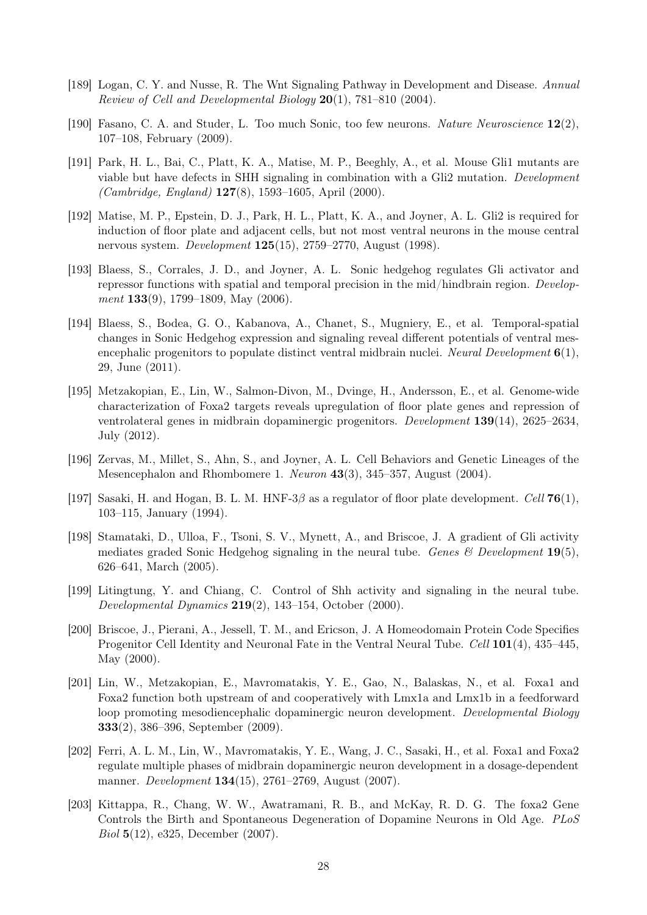[189] Logan, C. Y. and Nusse, R. The Wnt Signaling Pathway in Development and Disease. *Annual Review of Cell and Developmental Biology* **20**(1), 781–810 (2004).

[190] Fasano, C. A. and Studer, L. Too much Sonic, too few neurons. *Nature Neuroscience* **12**(2), 107–108, February (2009).

[191] Park, H. L., Bai, C., Platt, K. A., Matise, M. P., Beeghly, A., et al. Mouse Gli1 mutants are viable but have defects in SHH signaling in combination with a Gli2 mutation. *Development (Cambridge, England)* **127**(8), 1593–1605, April (2000).

[192] Matise, M. P., Epstein, D. J., Park, H. L., Platt, K. A., and Joyner, A. L. Gli2 is required for induction of floor plate and adjacent cells, but not most ventral neurons in the mouse central nervous system. *Development* **125**(15), 2759–2770, August (1998).

[193] Blaess, S., Corrales, J. D., and Joyner, A. L. Sonic hedgehog regulates Gli activator and repressor functions with spatial and temporal precision in the mid/hindbrain region. *Development* **133**(9), 1799–1809, May (2006).

[194] Blaess, S., Bodea, G. O., Kabanova, A., Chanet, S., Mugniery, E., et al. Temporal-spatial changes in Sonic Hedgehog expression and signaling reveal different potentials of ventral mesencephalic progenitors to populate distinct ventral midbrain nuclei. *Neural Development* **6**(1), 29, June (2011).

[195] Metzakopian, E., Lin, W., Salmon-Divon, M., Dvinge, H., Andersson, E., et al. Genome-wide characterization of Foxa2 targets reveals upregulation of floor plate genes and repression of ventrolateral genes in midbrain dopaminergic progenitors. *Development* **139**(14), 2625–2634, July (2012).

[196] Zervas, M., Millet, S., Ahn, S., and Joyner, A. L. Cell Behaviors and Genetic Lineages of the Mesencephalon and Rhombomere 1. *Neuron* **43**(3), 345–357, August (2004).

[197] Sasaki, H. and Hogan, B. L. M. HNF-3$\beta$ as a regulator of floor plate development. *Cell* **76**(1), 103–115, January (1994).

[198] Stamataki, D., Ulloa, F., Tsoni, S. V., Mynett, A., and Briscoe, J. A gradient of Gli activity mediates graded Sonic Hedgehog signaling in the neural tube. *Genes & Development* **19**(5), 626–641, March (2005).

[199] Litingtung, Y. and Chiang, C. Control of Shh activity and signaling in the neural tube. *Developmental Dynamics* **219**(2), 143–154, October (2000).

[200] Briscoe, J., Pierani, A., Jessell, T. M., and Ericson, J. A Homeodomain Protein Code Specifies Progenitor Cell Identity and Neuronal Fate in the Ventral Neural Tube. *Cell* **101**(4), 435–445, May (2000).

[201] Lin, W., Metzakopian, E., Mavromatakis, Y. E., Gao, N., Balaskas, N., et al. Foxa1 and Foxa2 function both upstream of and cooperatively with Lmx1a and Lmx1b in a feedforward loop promoting mesodiencephalic dopaminergic neuron development. *Developmental Biology* **333**(2), 386–396, September (2009).

[202] Ferri, A. L. M., Lin, W., Mavromatakis, Y. E., Wang, J. C., Sasaki, H., et al. Foxa1 and Foxa2 regulate multiple phases of midbrain dopaminergic neuron development in a dosage-dependent manner. *Development* **134**(15), 2761–2769, August (2007).

[203] Kittappa, R., Chang, W. W., Awatramani, R. B., and McKay, R. D. G. The foxa2 Gene Controls the Birth and Spontaneous Degeneration of Dopamine Neurons in Old Age. *PLoS Biol* **5**(12), e325, December (2007).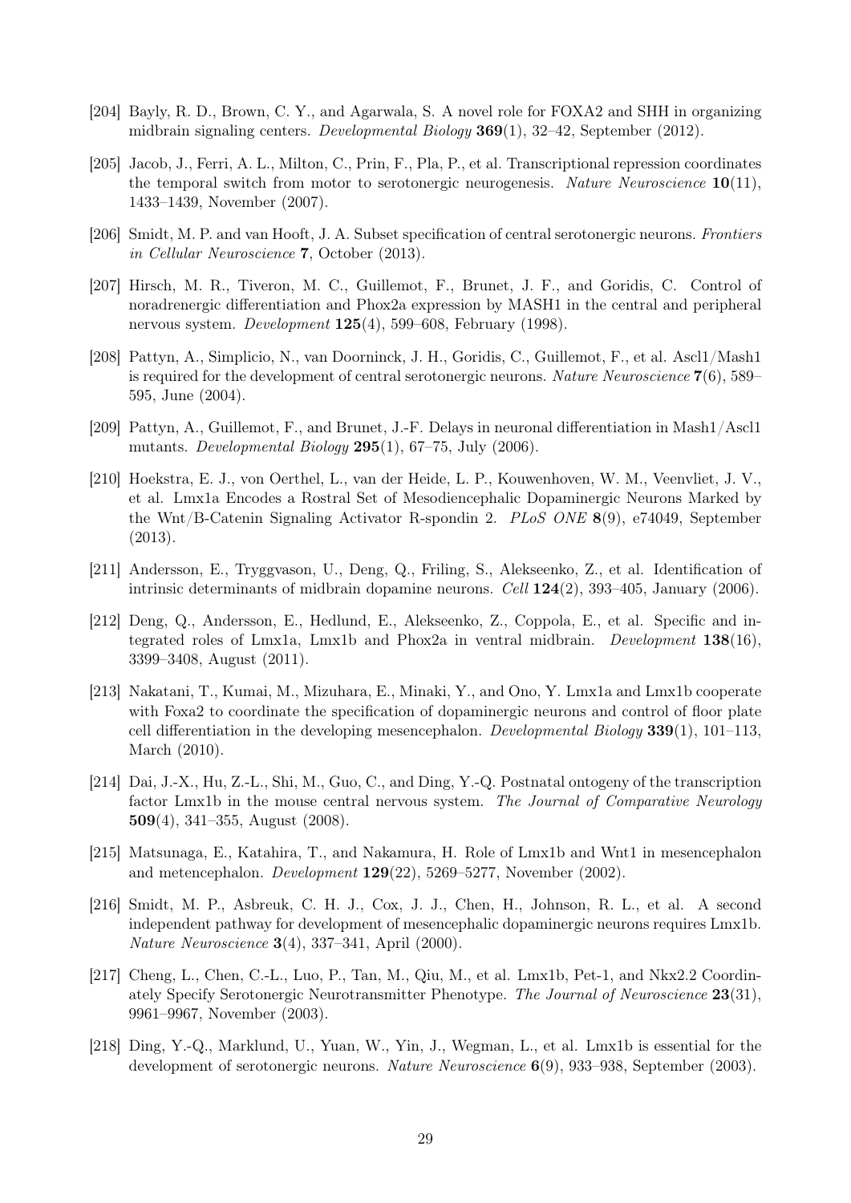[204] Bayly, R. D., Brown, C. Y., and Agarwala, S. A novel role for FOXA2 and SHH in organizing midbrain signaling centers. *Developmental Biology* **369**(1), 32–42, September (2012).

[205] Jacob, J., Ferri, A. L., Milton, C., Prin, F., Pla, P., et al. Transcriptional repression coordinates the temporal switch from motor to serotonergic neurogenesis. *Nature Neuroscience* **10**(11), 1433–1439, November (2007).

[206] Smidt, M. P. and van Hooft, J. A. Subset specification of central serotonergic neurons. *Frontiers in Cellular Neuroscience* **7**, October (2013).

[207] Hirsch, M. R., Tiveron, M. C., Guillemot, F., Brunet, J. F., and Goridis, C. Control of noradrenergic differentiation and Phox2a expression by MASH1 in the central and peripheral nervous system. *Development* **125**(4), 599–608, February (1998).

[208] Pattyn, A., Simplicio, N., van Doorninck, J. H., Goridis, C., Guillemot, F., et al. Ascl1/Mash1 is required for the development of central serotonergic neurons. *Nature Neuroscience* **7**(6), 589–595, June (2004).

[209] Pattyn, A., Guillemot, F., and Brunet, J.-F. Delays in neuronal differentiation in Mash1/Ascl1 mutants. *Developmental Biology* **295**(1), 67–75, July (2006).

[210] Hoekstra, E. J., von Oerthel, L., van der Heide, L. P., Kouwenhoven, W. M., Veenvliet, J. V., et al. Lmx1a Encodes a Rostral Set of Mesodiencephalic Dopaminergic Neurons Marked by the Wnt/B-Catenin Signaling Activator R-spondin 2. *PLoS ONE* **8**(9), e74049, September (2013).

[211] Andersson, E., Tryggvason, U., Deng, Q., Friling, S., Alekseenko, Z., et al. Identification of intrinsic determinants of midbrain dopamine neurons. *Cell* **124**(2), 393–405, January (2006).

[212] Deng, Q., Andersson, E., Hedlund, E., Alekseenko, Z., Coppola, E., et al. Specific and integrated roles of Lmx1a, Lmx1b and Phox2a in ventral midbrain. *Development* **138**(16), 3399–3408, August (2011).

[213] Nakatani, T., Kumai, M., Mizuhara, E., Minaki, Y., and Ono, Y. Lmx1a and Lmx1b cooperate with Foxa2 to coordinate the specification of dopaminergic neurons and control of floor plate cell differentiation in the developing mesencephalon. *Developmental Biology* **339**(1), 101–113, March (2010).

[214] Dai, J.-X., Hu, Z.-L., Shi, M., Guo, C., and Ding, Y.-Q. Postnatal ontogeny of the transcription factor Lmx1b in the mouse central nervous system. *The Journal of Comparative Neurology* **509**(4), 341–355, August (2008).

[215] Matsunaga, E., Katahira, T., and Nakamura, H. Role of Lmx1b and Wnt1 in mesencephalon and metencephalon. *Development* **129**(22), 5269–5277, November (2002).

[216] Smidt, M. P., Asbreuk, C. H. J., Cox, J. J., Chen, H., Johnson, R. L., et al. A second independent pathway for development of mesencephalic dopaminergic neurons requires Lmx1b. *Nature Neuroscience* **3**(4), 337–341, April (2000).

[217] Cheng, L., Chen, C.-L., Luo, P., Tan, M., Qiu, M., et al. Lmx1b, Pet-1, and Nkx2.2 Coordinately Specify Serotonergic Neurotransmitter Phenotype. *The Journal of Neuroscience* **23**(31), 9961–9967, November (2003).

[218] Ding, Y.-Q., Marklund, U., Yuan, W., Yin, J., Wegman, L., et al. Lmx1b is essential for the development of serotonergic neurons. *Nature Neuroscience* **6**(9), 933–938, September (2003).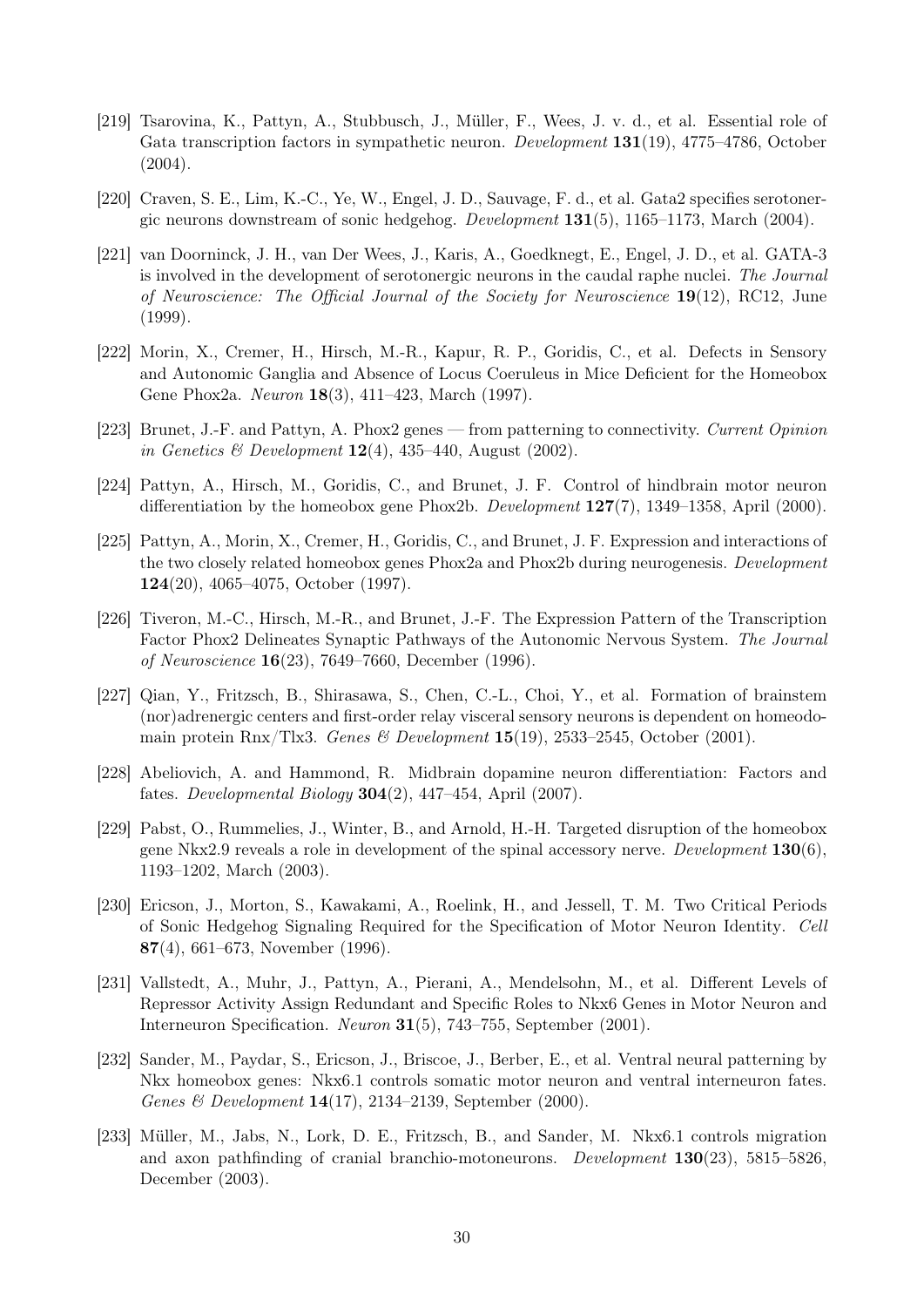[219] Tsarovina, K., Pattyn, A., Stubbusch, J., Müller, F., Wees, J. v. d., et al. Essential role of Gata transcription factors in sympathetic neuron. *Development* **131**(19), 4775–4786, October (2004).

[220] Craven, S. E., Lim, K.-C., Ye, W., Engel, J. D., Sauvage, F. d., et al. Gata2 specifies serotonergic neurons downstream of sonic hedgehog. *Development* **131**(5), 1165–1173, March (2004).

[221] van Doorninck, J. H., van Der Wees, J., Karis, A., Goedknegt, E., Engel, J. D., et al. GATA-3 is involved in the development of serotonergic neurons in the caudal raphe nuclei. *The Journal of Neuroscience: The Official Journal of the Society for Neuroscience* **19**(12), RC12, June (1999).

[222] Morin, X., Cremer, H., Hirsch, M.-R., Kapur, R. P., Goridis, C., et al. Defects in Sensory and Autonomic Ganglia and Absence of Locus Coeruleus in Mice Deficient for the Homeobox Gene Phox2a. *Neuron* **18**(3), 411–423, March (1997).

[223] Brunet, J.-F. and Pattyn, A. Phox2 genes — from patterning to connectivity. *Current Opinion in Genetics & Development* **12**(4), 435–440, August (2002).

[224] Pattyn, A., Hirsch, M., Goridis, C., and Brunet, J. F. Control of hindbrain motor neuron differentiation by the homeobox gene Phox2b. *Development* **127**(7), 1349–1358, April (2000).

[225] Pattyn, A., Morin, X., Cremer, H., Goridis, C., and Brunet, J. F. Expression and interactions of the two closely related homeobox genes Phox2a and Phox2b during neurogenesis. *Development* **124**(20), 4065–4075, October (1997).

[226] Tiveron, M.-C., Hirsch, M.-R., and Brunet, J.-F. The Expression Pattern of the Transcription Factor Phox2 Delineates Synaptic Pathways of the Autonomic Nervous System. *The Journal of Neuroscience* **16**(23), 7649–7660, December (1996).

[227] Qian, Y., Fritzsch, B., Shirasawa, S., Chen, C.-L., Choi, Y., et al. Formation of brainstem (nor)adrenergic centers and first-order relay visceral sensory neurons is dependent on homeodomain protein Rnx/Tlx3. *Genes & Development* **15**(19), 2533–2545, October (2001).

[228] Abeliovich, A. and Hammond, R. Midbrain dopamine neuron differentiation: Factors and fates. *Developmental Biology* **304**(2), 447–454, April (2007).

[229] Pabst, O., Rummelies, J., Winter, B., and Arnold, H.-H. Targeted disruption of the homeobox gene Nkx2.9 reveals a role in development of the spinal accessory nerve. *Development* **130**(6), 1193–1202, March (2003).

[230] Ericson, J., Morton, S., Kawakami, A., Roelink, H., and Jessell, T. M. Two Critical Periods of Sonic Hedgehog Signaling Required for the Specification of Motor Neuron Identity. *Cell* **87**(4), 661–673, November (1996).

[231] Vallstedt, A., Muhr, J., Pattyn, A., Pierani, A., Mendelsohn, M., et al. Different Levels of Repressor Activity Assign Redundant and Specific Roles to Nkx6 Genes in Motor Neuron and Interneuron Specification. *Neuron* **31**(5), 743–755, September (2001).

[232] Sander, M., Paydar, S., Ericson, J., Briscoe, J., Berber, E., et al. Ventral neural patterning by Nkx homeobox genes: Nkx6.1 controls somatic motor neuron and ventral interneuron fates. *Genes & Development* **14**(17), 2134–2139, September (2000).

[233] Müller, M., Jabs, N., Lork, D. E., Fritzsch, B., and Sander, M. Nkx6.1 controls migration and axon pathfinding of cranial branchio-motoneurons. *Development* **130**(23), 5815–5826, December (2003).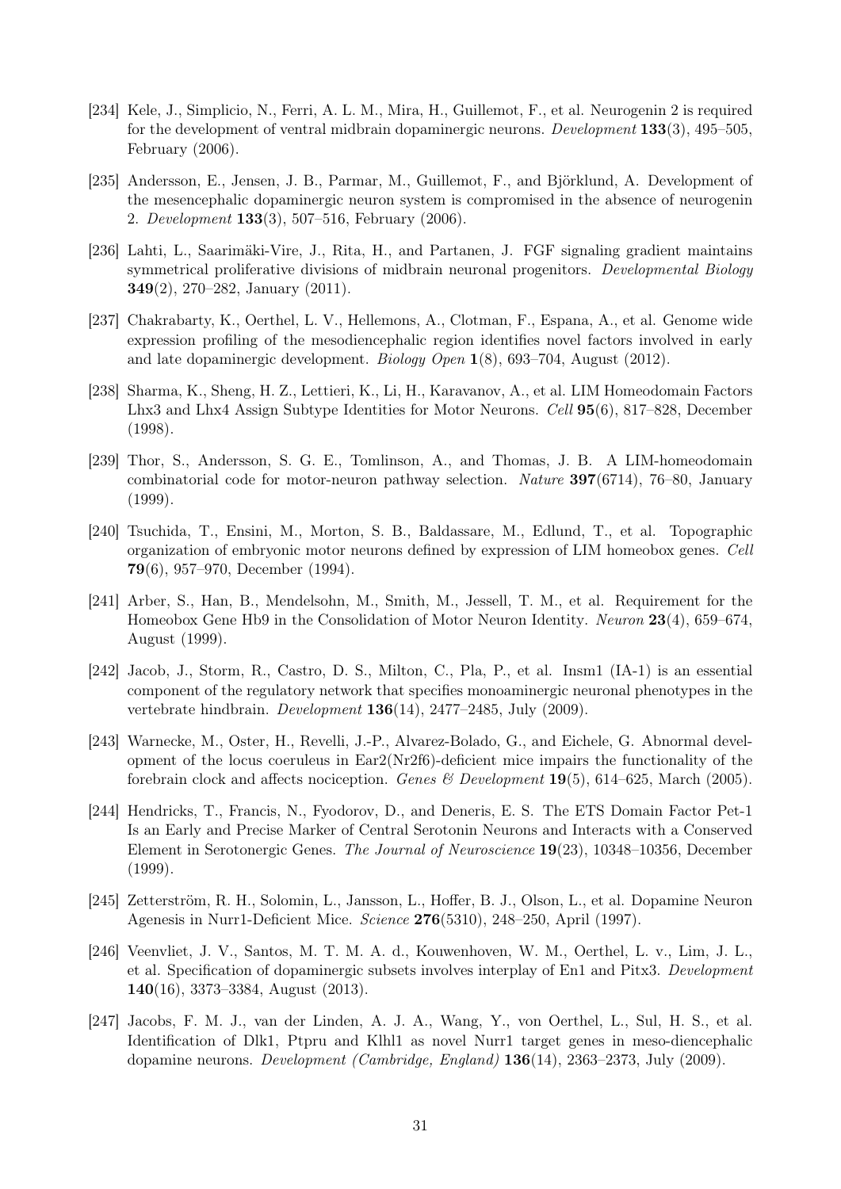[234] Kele, J., Simplicio, N., Ferri, A. L. M., Mira, H., Guillemot, F., et al. Neurogenin 2 is required for the development of ventral midbrain dopaminergic neurons. *Development* **133**(3), 495–505, February (2006).

[235] Andersson, E., Jensen, J. B., Parmar, M., Guillemot, F., and Björklund, A. Development of the mesencephalic dopaminergic neuron system is compromised in the absence of neurogenin 2. *Development* **133**(3), 507–516, February (2006).

[236] Lahti, L., Saarimäki-Vire, J., Rita, H., and Partanen, J. FGF signaling gradient maintains symmetrical proliferative divisions of midbrain neuronal progenitors. *Developmental Biology* **349**(2), 270–282, January (2011).

[237] Chakrabarty, K., Oerthel, L. V., Hellemons, A., Clotman, F., Espana, A., et al. Genome wide expression profiling of the mesodiencephalic region identifies novel factors involved in early and late dopaminergic development. *Biology Open* **1**(8), 693–704, August (2012).

[238] Sharma, K., Sheng, H. Z., Lettieri, K., Li, H., Karavanov, A., et al. LIM Homeodomain Factors Lhx3 and Lhx4 Assign Subtype Identities for Motor Neurons. *Cell* **95**(6), 817–828, December (1998).

[239] Thor, S., Andersson, S. G. E., Tomlinson, A., and Thomas, J. B. A LIM-homeodomain combinatorial code for motor-neuron pathway selection. *Nature* **397**(6714), 76–80, January (1999).

[240] Tsuchida, T., Ensini, M., Morton, S. B., Baldassare, M., Edlund, T., et al. Topographic organization of embryonic motor neurons defined by expression of LIM homeobox genes. *Cell* **79**(6), 957–970, December (1994).

[241] Arber, S., Han, B., Mendelsohn, M., Smith, M., Jessell, T. M., et al. Requirement for the Homeobox Gene Hb9 in the Consolidation of Motor Neuron Identity. *Neuron* **23**(4), 659–674, August (1999).

[242] Jacob, J., Storm, R., Castro, D. S., Milton, C., Pla, P., et al. Insm1 (IA-1) is an essential component of the regulatory network that specifies monoaminergic neuronal phenotypes in the vertebrate hindbrain. *Development* **136**(14), 2477–2485, July (2009).

[243] Warnecke, M., Oster, H., Revelli, J.-P., Alvarez-Bolado, G., and Eichele, G. Abnormal development of the locus coeruleus in Ear2(Nr2f6)-deficient mice impairs the functionality of the forebrain clock and affects nociception. *Genes & Development* **19**(5), 614–625, March (2005).

[244] Hendricks, T., Francis, N., Fyodorov, D., and Deneris, E. S. The ETS Domain Factor Pet-1 Is an Early and Precise Marker of Central Serotonin Neurons and Interacts with a Conserved Element in Serotonergic Genes. *The Journal of Neuroscience* **19**(23), 10348–10356, December (1999).

[245] Zetterström, R. H., Solomin, L., Jansson, L., Hoffer, B. J., Olson, L., et al. Dopamine Neuron Agenesis in Nurr1-Deficient Mice. *Science* **276**(5310), 248–250, April (1997).

[246] Veenvliet, J. V., Santos, M. T. M. A. d., Kouwenhoven, W. M., Oerthel, L. v., Lim, J. L., et al. Specification of dopaminergic subsets involves interplay of En1 and Pitx3. *Development* **140**(16), 3373–3384, August (2013).

[247] Jacobs, F. M. J., van der Linden, A. J. A., Wang, Y., von Oerthel, L., Sul, H. S., et al. Identification of Dlk1, Ptpru and Klhl1 as novel Nurr1 target genes in meso-diencephalic dopamine neurons. *Development (Cambridge, England)* **136**(14), 2363–2373, July (2009).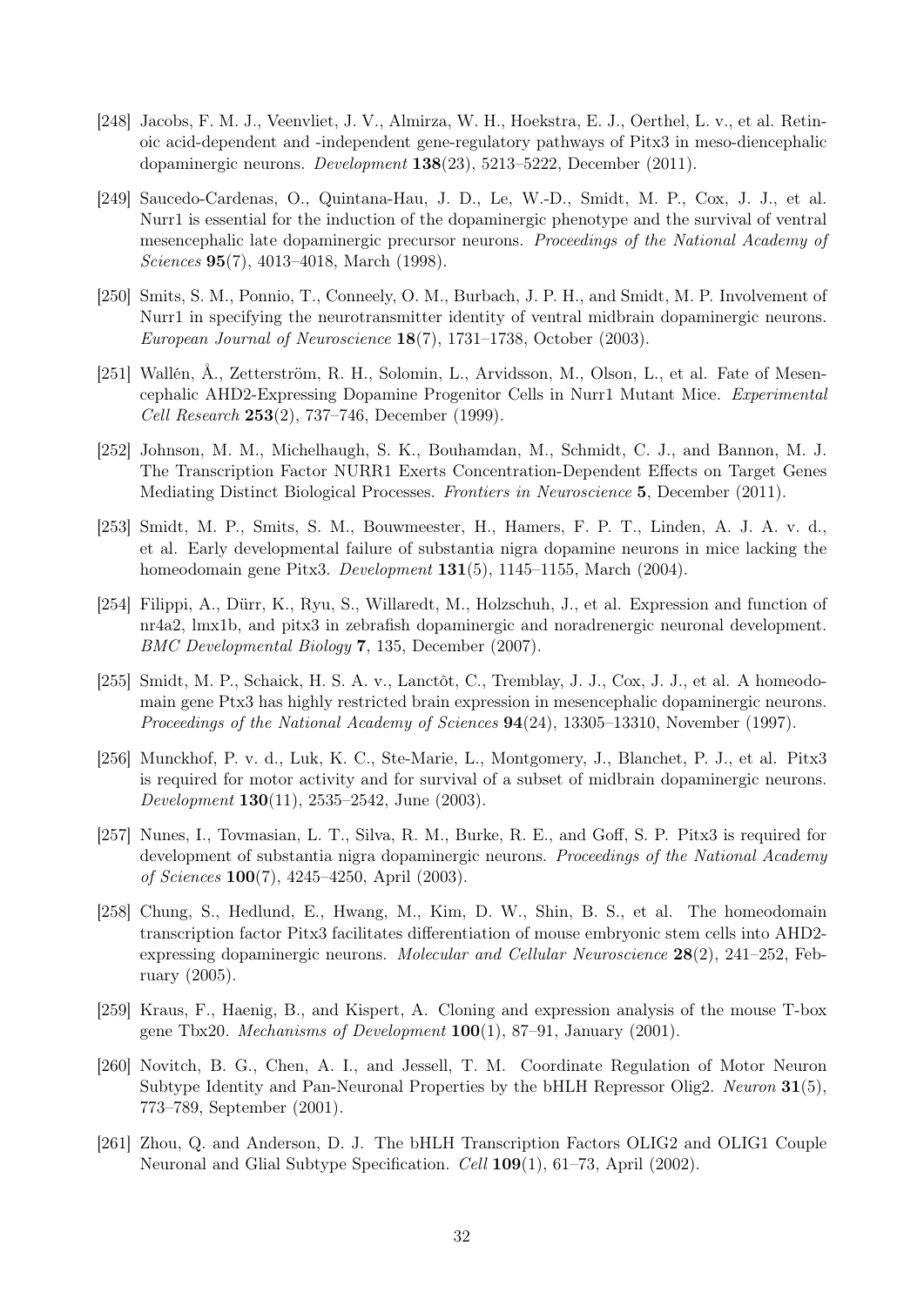[248] Jacobs, F. M. J., Veenvliet, J. V., Almirza, W. H., Hoekstra, E. J., Oerthel, L. v., et al. Retinoic acid-dependent and -independent gene-regulatory pathways of Pitx3 in meso-diencephalic dopaminergic neurons. *Development* **138**(23), 5213–5222, December (2011).

[249] Saucedo-Cardenas, O., Quintana-Hau, J. D., Le, W.-D., Smidt, M. P., Cox, J. J., et al. Nurr1 is essential for the induction of the dopaminergic phenotype and the survival of ventral mesencephalic late dopaminergic precursor neurons. *Proceedings of the National Academy of Sciences* **95**(7), 4013–4018, March (1998).

[250] Smits, S. M., Ponnio, T., Conneely, O. M., Burbach, J. P. H., and Smidt, M. P. Involvement of Nurr1 in specifying the neurotransmitter identity of ventral midbrain dopaminergic neurons. *European Journal of Neuroscience* **18**(7), 1731–1738, October (2003).

[251] Wallén, Å., Zetterström, R. H., Solomin, L., Arvidsson, M., Olson, L., et al. Fate of Mesencephalic AHD2-Expressing Dopamine Progenitor Cells in Nurr1 Mutant Mice. *Experimental Cell Research* **253**(2), 737–746, December (1999).

[252] Johnson, M. M., Michelhaugh, S. K., Bouhamdan, M., Schmidt, C. J., and Bannon, M. J. The Transcription Factor NURR1 Exerts Concentration-Dependent Effects on Target Genes Mediating Distinct Biological Processes. *Frontiers in Neuroscience* **5**, December (2011).

[253] Smidt, M. P., Smits, S. M., Bouwmeester, H., Hamers, F. P. T., Linden, A. J. A. v. d., et al. Early developmental failure of substantia nigra dopamine neurons in mice lacking the homeodomain gene Pitx3. *Development* **131**(5), 1145–1155, March (2004).

[254] Filippi, A., Dürr, K., Ryu, S., Willaredt, M., Holzschuh, J., et al. Expression and function of nr4a2, lmx1b, and pitx3 in zebrafish dopaminergic and noradrenergic neuronal development. *BMC Developmental Biology* **7**, 135, December (2007).

[255] Smidt, M. P., Schaick, H. S. A. v., Lanctôt, C., Tremblay, J. J., Cox, J. J., et al. A homeodomain gene Ptx3 has highly restricted brain expression in mesencephalic dopaminergic neurons. *Proceedings of the National Academy of Sciences* **94**(24), 13305–13310, November (1997).

[256] Munckhof, P. v. d., Luk, K. C., Ste-Marie, L., Montgomery, J., Blanchet, P. J., et al. Pitx3 is required for motor activity and for survival of a subset of midbrain dopaminergic neurons. *Development* **130**(11), 2535–2542, June (2003).

[257] Nunes, I., Tovmasian, L. T., Silva, R. M., Burke, R. E., and Goff, S. P. Pitx3 is required for development of substantia nigra dopaminergic neurons. *Proceedings of the National Academy of Sciences* **100**(7), 4245–4250, April (2003).

[258] Chung, S., Hedlund, E., Hwang, M., Kim, D. W., Shin, B. S., et al. The homeodomain transcription factor Pitx3 facilitates differentiation of mouse embryonic stem cells into AHD2-expressing dopaminergic neurons. *Molecular and Cellular Neuroscience* **28**(2), 241–252, February (2005).

[259] Kraus, F., Haenig, B., and Kispert, A. Cloning and expression analysis of the mouse T-box gene Tbx20. *Mechanisms of Development* **100**(1), 87–91, January (2001).

[260] Novitch, B. G., Chen, A. I., and Jessell, T. M. Coordinate Regulation of Motor Neuron Subtype Identity and Pan-Neuronal Properties by the bHLH Repressor Olig2. *Neuron* **31**(5), 773–789, September (2001).

[261] Zhou, Q. and Anderson, D. J. The bHLH Transcription Factors OLIG2 and OLIG1 Couple Neuronal and Glial Subtype Specification. *Cell* **109**(1), 61–73, April (2002).